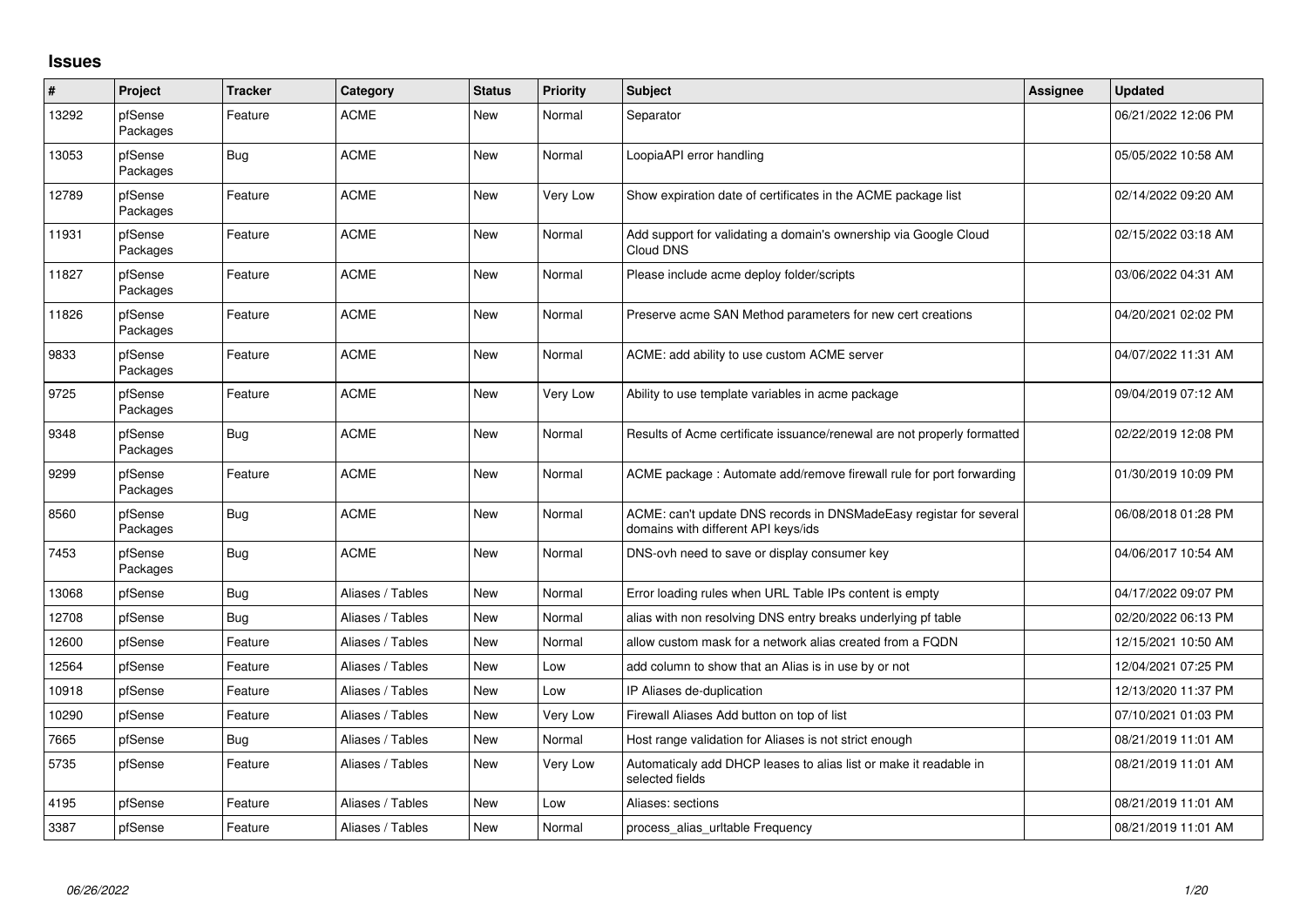# Issues

| # | Project | Tracker | Category | Status | Priority | Subject | Assignee | Updated |
|---|---|---|---|---|---|---|---|---|
| 13292 | pfSense Packages | Feature | ACME | New | Normal | Separator | | 06/21/2022 12:06 PM |
| 13053 | pfSense Packages | Bug | ACME | New | Normal | LoopiaAPI error handling | | 05/05/2022 10:58 AM |
| 12789 | pfSense Packages | Feature | ACME | New | Very Low | Show expiration date of certificates in the ACME package list | | 02/14/2022 09:20 AM |
| 11931 | pfSense Packages | Feature | ACME | New | Normal | Add support for validating a domain's ownership via Google Cloud Cloud DNS | | 02/15/2022 03:18 AM |
| 11827 | pfSense Packages | Feature | ACME | New | Normal | Please include acme deploy folder/scripts | | 03/06/2022 04:31 AM |
| 11826 | pfSense Packages | Feature | ACME | New | Normal | Preserve acme SAN Method parameters for new cert creations | | 04/20/2021 02:02 PM |
| 9833 | pfSense Packages | Feature | ACME | New | Normal | ACME: add ability to use custom ACME server | | 04/07/2022 11:31 AM |
| 9725 | pfSense Packages | Feature | ACME | New | Very Low | Ability to use template variables in acme package | | 09/04/2019 07:12 AM |
| 9348 | pfSense Packages | Bug | ACME | New | Normal | Results of Acme certificate issuance/renewal are not properly formatted | | 02/22/2019 12:08 PM |
| 9299 | pfSense Packages | Feature | ACME | New | Normal | ACME package : Automate add/remove firewall rule for port forwarding | | 01/30/2019 10:09 PM |
| 8560 | pfSense Packages | Bug | ACME | New | Normal | ACME: can't update DNS records in DNSMadeEasy registar for several domains with different API keys/ids | | 06/08/2018 01:28 PM |
| 7453 | pfSense Packages | Bug | ACME | New | Normal | DNS-ovh need to save or display consumer key | | 04/06/2017 10:54 AM |
| 13068 | pfSense | Bug | Aliases / Tables | New | Normal | Error loading rules when URL Table IPs content is empty | | 04/17/2022 09:07 PM |
| 12708 | pfSense | Bug | Aliases / Tables | New | Normal | alias with non resolving DNS entry breaks underlying pf table | | 02/20/2022 06:13 PM |
| 12600 | pfSense | Feature | Aliases / Tables | New | Normal | allow custom mask for a network alias created from a FQDN | | 12/15/2021 10:50 AM |
| 12564 | pfSense | Feature | Aliases / Tables | New | Low | add column to show that an Alias is in use by or not | | 12/04/2021 07:25 PM |
| 10918 | pfSense | Feature | Aliases / Tables | New | Low | IP Aliases de-duplication | | 12/13/2020 11:37 PM |
| 10290 | pfSense | Feature | Aliases / Tables | New | Very Low | Firewall Aliases Add button on top of list | | 07/10/2021 01:03 PM |
| 7665 | pfSense | Bug | Aliases / Tables | New | Normal | Host range validation for Aliases is not strict enough | | 08/21/2019 11:01 AM |
| 5735 | pfSense | Feature | Aliases / Tables | New | Very Low | Automaticaly add DHCP leases to alias list or make it readable in selected fields | | 08/21/2019 11:01 AM |
| 4195 | pfSense | Feature | Aliases / Tables | New | Low | Aliases: sections | | 08/21/2019 11:01 AM |
| 3387 | pfSense | Feature | Aliases / Tables | New | Normal | process_alias_urltable Frequency | | 08/21/2019 11:01 AM |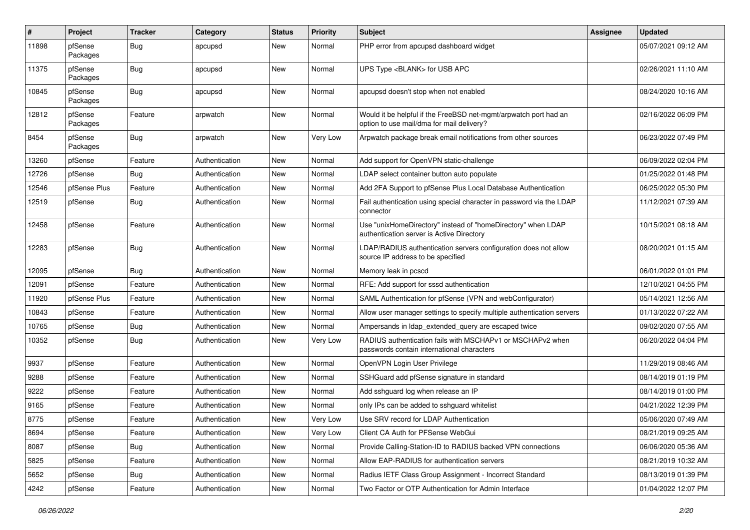| # | Project | Tracker | Category | Status | Priority | Subject | Assignee | Updated |
|---|---|---|---|---|---|---|---|---|
| 11898 | pfSense Packages | Bug | apcupsd | New | Normal | PHP error from apcupsd dashboard widget | | 05/07/2021 09:12 AM |
| 11375 | pfSense Packages | Bug | apcupsd | New | Normal | UPS Type <BLANK> for USB APC | | 02/26/2021 11:10 AM |
| 10845 | pfSense Packages | Bug | apcupsd | New | Normal | apcupsd doesn't stop when not enabled | | 08/24/2020 10:16 AM |
| 12812 | pfSense Packages | Feature | arpwatch | New | Normal | Would it be helpful if the FreeBSD net-mgmt/arpwatch port had an option to use mail/dma for mail delivery? | | 02/16/2022 06:09 PM |
| 8454 | pfSense Packages | Bug | arpwatch | New | Very Low | Arpwatch package break email notifications from other sources | | 06/23/2022 07:49 PM |
| 13260 | pfSense | Feature | Authentication | New | Normal | Add support for OpenVPN static-challenge | | 06/09/2022 02:04 PM |
| 12726 | pfSense | Bug | Authentication | New | Normal | LDAP select container button auto populate | | 01/25/2022 01:48 PM |
| 12546 | pfSense Plus | Feature | Authentication | New | Normal | Add 2FA Support to pfSense Plus Local Database Authentication | | 06/25/2022 05:30 PM |
| 12519 | pfSense | Bug | Authentication | New | Normal | Fail authentication using special character in password via the LDAP connector | | 11/12/2021 07:39 AM |
| 12458 | pfSense | Feature | Authentication | New | Normal | Use "unixHomeDirectory" instead of "homeDirectory" when LDAP authentication server is Active Directory | | 10/15/2021 08:18 AM |
| 12283 | pfSense | Bug | Authentication | New | Normal | LDAP/RADIUS authentication servers configuration does not allow source IP address to be specified | | 08/20/2021 01:15 AM |
| 12095 | pfSense | Bug | Authentication | New | Normal | Memory leak in pcscd | | 06/01/2022 01:01 PM |
| 12091 | pfSense | Feature | Authentication | New | Normal | RFE: Add support for sssd authentication | | 12/10/2021 04:55 PM |
| 11920 | pfSense Plus | Feature | Authentication | New | Normal | SAML Authentication for pfSense (VPN and webConfigurator) | | 05/14/2021 12:56 AM |
| 10843 | pfSense | Feature | Authentication | New | Normal | Allow user manager settings to specify multiple authentication servers | | 01/13/2022 07:22 AM |
| 10765 | pfSense | Bug | Authentication | New | Normal | Ampersands in ldap_extended_query are escaped twice | | 09/02/2020 07:55 AM |
| 10352 | pfSense | Bug | Authentication | New | Very Low | RADIUS authentication fails with MSCHAPv1 or MSCHAPv2 when passwords contain international characters | | 06/20/2022 04:04 PM |
| 9937 | pfSense | Feature | Authentication | New | Normal | OpenVPN Login User Privilege | | 11/29/2019 08:46 AM |
| 9288 | pfSense | Feature | Authentication | New | Normal | SSHGuard add pfSense signature in standard | | 08/14/2019 01:19 PM |
| 9222 | pfSense | Feature | Authentication | New | Normal | Add sshguard log when release an IP | | 08/14/2019 01:00 PM |
| 9165 | pfSense | Feature | Authentication | New | Normal | only IPs can be added to sshguard whitelist | | 04/21/2022 12:39 PM |
| 8775 | pfSense | Feature | Authentication | New | Very Low | Use SRV record for LDAP Authentication | | 05/06/2020 07:49 AM |
| 8694 | pfSense | Feature | Authentication | New | Very Low | Client CA Auth for PFSense WebGui | | 08/21/2019 09:25 AM |
| 8087 | pfSense | Bug | Authentication | New | Normal | Provide Calling-Station-ID to RADIUS backed VPN connections | | 06/06/2020 05:36 AM |
| 5825 | pfSense | Feature | Authentication | New | Normal | Allow EAP-RADIUS for authentication servers | | 08/21/2019 10:32 AM |
| 5652 | pfSense | Bug | Authentication | New | Normal | Radius IETF Class Group Assignment - Incorrect Standard | | 08/13/2019 01:39 PM |
| 4242 | pfSense | Feature | Authentication | New | Normal | Two Factor or OTP Authentication for Admin Interface | | 01/04/2022 12:07 PM |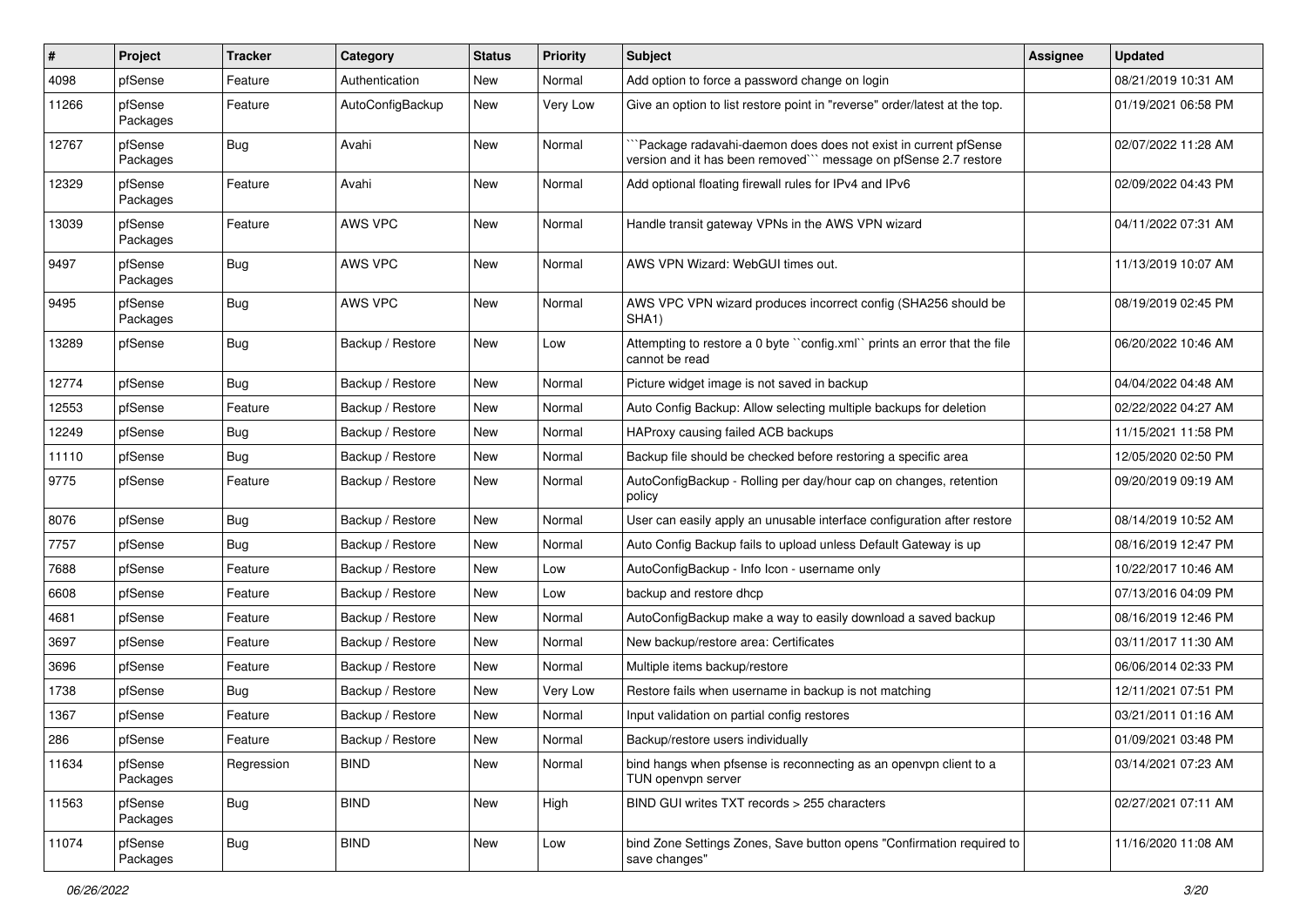| # | Project | Tracker | Category | Status | Priority | Subject | Assignee | Updated |
|---|---|---|---|---|---|---|---|---|
| 4098 | pfSense | Feature | Authentication | New | Normal | Add option to force a password change on login | | 08/21/2019 10:31 AM |
| 11266 | pfSense Packages | Feature | AutoConfigBackup | New | Very Low | Give an option to list restore point in "reverse" order/latest at the top. | | 01/19/2021 06:58 PM |
| 12767 | pfSense Packages | Bug | Avahi | New | Normal | ```Package radavahi-daemon does does not exist in current pfSense version and it has been removed``` message on pfSense 2.7 restore | | 02/07/2022 11:28 AM |
| 12329 | pfSense Packages | Feature | Avahi | New | Normal | Add optional floating firewall rules for IPv4 and IPv6 | | 02/09/2022 04:43 PM |
| 13039 | pfSense Packages | Feature | AWS VPC | New | Normal | Handle transit gateway VPNs in the AWS VPN wizard | | 04/11/2022 07:31 AM |
| 9497 | pfSense Packages | Bug | AWS VPC | New | Normal | AWS VPN Wizard: WebGUI times out. | | 11/13/2019 10:07 AM |
| 9495 | pfSense Packages | Bug | AWS VPC | New | Normal | AWS VPC VPN wizard produces incorrect config (SHA256 should be SHA1) | | 08/19/2019 02:45 PM |
| 13289 | pfSense | Bug | Backup / Restore | New | Low | Attempting to restore a 0 byte ``config.xml`` prints an error that the file cannot be read | | 06/20/2022 10:46 AM |
| 12774 | pfSense | Bug | Backup / Restore | New | Normal | Picture widget image is not saved in backup | | 04/04/2022 04:48 AM |
| 12553 | pfSense | Feature | Backup / Restore | New | Normal | Auto Config Backup: Allow selecting multiple backups for deletion | | 02/22/2022 04:27 AM |
| 12249 | pfSense | Bug | Backup / Restore | New | Normal | HAProxy causing failed ACB backups | | 11/15/2021 11:58 PM |
| 11110 | pfSense | Bug | Backup / Restore | New | Normal | Backup file should be checked before restoring a specific area | | 12/05/2020 02:50 PM |
| 9775 | pfSense | Feature | Backup / Restore | New | Normal | AutoConfigBackup - Rolling per day/hour cap on changes, retention policy | | 09/20/2019 09:19 AM |
| 8076 | pfSense | Bug | Backup / Restore | New | Normal | User can easily apply an unusable interface configuration after restore | | 08/14/2019 10:52 AM |
| 7757 | pfSense | Bug | Backup / Restore | New | Normal | Auto Config Backup fails to upload unless Default Gateway is up | | 08/16/2019 12:47 PM |
| 7688 | pfSense | Feature | Backup / Restore | New | Low | AutoConfigBackup - Info Icon - username only | | 10/22/2017 10:46 AM |
| 6608 | pfSense | Feature | Backup / Restore | New | Low | backup and restore dhcp | | 07/13/2016 04:09 PM |
| 4681 | pfSense | Feature | Backup / Restore | New | Normal | AutoConfigBackup make a way to easily download a saved backup | | 08/16/2019 12:46 PM |
| 3697 | pfSense | Feature | Backup / Restore | New | Normal | New backup/restore area: Certificates | | 03/11/2017 11:30 AM |
| 3696 | pfSense | Feature | Backup / Restore | New | Normal | Multiple items backup/restore | | 06/06/2014 02:33 PM |
| 1738 | pfSense | Bug | Backup / Restore | New | Very Low | Restore fails when username in backup is not matching | | 12/11/2021 07:51 PM |
| 1367 | pfSense | Feature | Backup / Restore | New | Normal | Input validation on partial config restores | | 03/21/2011 01:16 AM |
| 286 | pfSense | Feature | Backup / Restore | New | Normal | Backup/restore users individually | | 01/09/2021 03:48 PM |
| 11634 | pfSense Packages | Regression | BIND | New | Normal | bind hangs when pfsense is reconnecting as an openvpn client to a TUN openvpn server | | 03/14/2021 07:23 AM |
| 11563 | pfSense Packages | Bug | BIND | New | High | BIND GUI writes TXT records > 255 characters | | 02/27/2021 07:11 AM |
| 11074 | pfSense Packages | Bug | BIND | New | Low | bind Zone Settings Zones, Save button opens "Confirmation required to save changes" | | 11/16/2020 11:08 AM |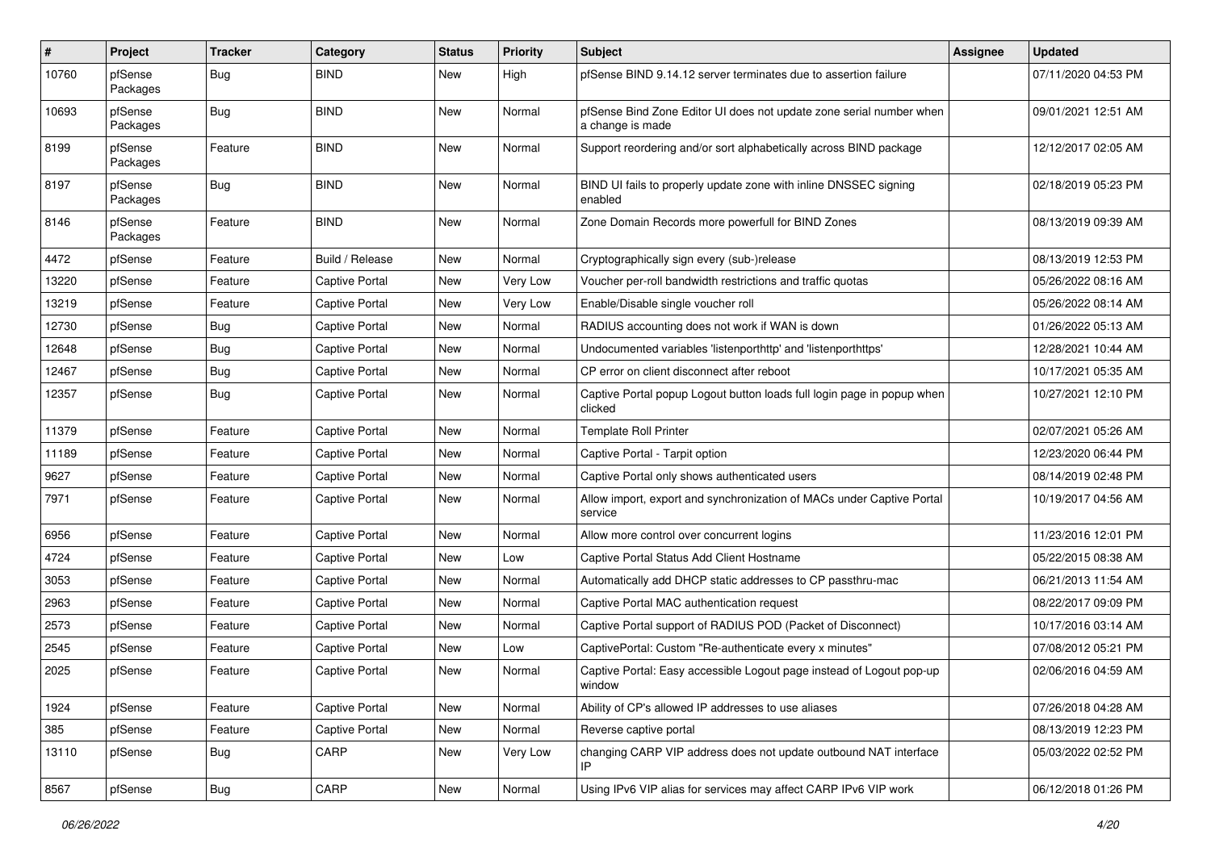| # | Project | Tracker | Category | Status | Priority | Subject | Assignee | Updated |
|---|---|---|---|---|---|---|---|---|
| 10760 | pfSense Packages | Bug | BIND | New | High | pfSense BIND 9.14.12 server terminates due to assertion failure | | 07/11/2020 04:53 PM |
| 10693 | pfSense Packages | Bug | BIND | New | Normal | pfSense Bind Zone Editor UI does not update zone serial number when a change is made | | 09/01/2021 12:51 AM |
| 8199 | pfSense Packages | Feature | BIND | New | Normal | Support reordering and/or sort alphabetically across BIND package | | 12/12/2017 02:05 AM |
| 8197 | pfSense Packages | Bug | BIND | New | Normal | BIND UI fails to properly update zone with inline DNSSEC signing enabled | | 02/18/2019 05:23 PM |
| 8146 | pfSense Packages | Feature | BIND | New | Normal | Zone Domain Records more powerfull for BIND Zones | | 08/13/2019 09:39 AM |
| 4472 | pfSense | Feature | Build / Release | New | Normal | Cryptographically sign every (sub-)release | | 08/13/2019 12:53 PM |
| 13220 | pfSense | Feature | Captive Portal | New | Very Low | Voucher per-roll bandwidth restrictions and traffic quotas | | 05/26/2022 08:16 AM |
| 13219 | pfSense | Feature | Captive Portal | New | Very Low | Enable/Disable single voucher roll | | 05/26/2022 08:14 AM |
| 12730 | pfSense | Bug | Captive Portal | New | Normal | RADIUS accounting does not work if WAN is down | | 01/26/2022 05:13 AM |
| 12648 | pfSense | Bug | Captive Portal | New | Normal | Undocumented variables 'listenporthttp' and 'listenporthttps' | | 12/28/2021 10:44 AM |
| 12467 | pfSense | Bug | Captive Portal | New | Normal | CP error on client disconnect after reboot | | 10/17/2021 05:35 AM |
| 12357 | pfSense | Bug | Captive Portal | New | Normal | Captive Portal popup Logout button loads full login page in popup when clicked | | 10/27/2021 12:10 PM |
| 11379 | pfSense | Feature | Captive Portal | New | Normal | Template Roll Printer | | 02/07/2021 05:26 AM |
| 11189 | pfSense | Feature | Captive Portal | New | Normal | Captive Portal - Tarpit option | | 12/23/2020 06:44 PM |
| 9627 | pfSense | Feature | Captive Portal | New | Normal | Captive Portal only shows authenticated users | | 08/14/2019 02:48 PM |
| 7971 | pfSense | Feature | Captive Portal | New | Normal | Allow import, export and synchronization of MACs under Captive Portal service | | 10/19/2017 04:56 AM |
| 6956 | pfSense | Feature | Captive Portal | New | Normal | Allow more control over concurrent logins | | 11/23/2016 12:01 PM |
| 4724 | pfSense | Feature | Captive Portal | New | Low | Captive Portal Status Add Client Hostname | | 05/22/2015 08:38 AM |
| 3053 | pfSense | Feature | Captive Portal | New | Normal | Automatically add DHCP static addresses to CP passthru-mac | | 06/21/2013 11:54 AM |
| 2963 | pfSense | Feature | Captive Portal | New | Normal | Captive Portal MAC authentication request | | 08/22/2017 09:09 PM |
| 2573 | pfSense | Feature | Captive Portal | New | Normal | Captive Portal support of RADIUS POD (Packet of Disconnect) | | 10/17/2016 03:14 AM |
| 2545 | pfSense | Feature | Captive Portal | New | Low | CaptivePortal: Custom "Re-authenticate every x minutes" | | 07/08/2012 05:21 PM |
| 2025 | pfSense | Feature | Captive Portal | New | Normal | Captive Portal: Easy accessible Logout page instead of Logout pop-up window | | 02/06/2016 04:59 AM |
| 1924 | pfSense | Feature | Captive Portal | New | Normal | Ability of CP's allowed IP addresses to use aliases | | 07/26/2018 04:28 AM |
| 385 | pfSense | Feature | Captive Portal | New | Normal | Reverse captive portal | | 08/13/2019 12:23 PM |
| 13110 | pfSense | Bug | CARP | New | Very Low | changing CARP VIP address does not update outbound NAT interface IP | | 05/03/2022 02:52 PM |
| 8567 | pfSense | Bug | CARP | New | Normal | Using IPv6 VIP alias for services may affect CARP IPv6 VIP work | | 06/12/2018 01:26 PM |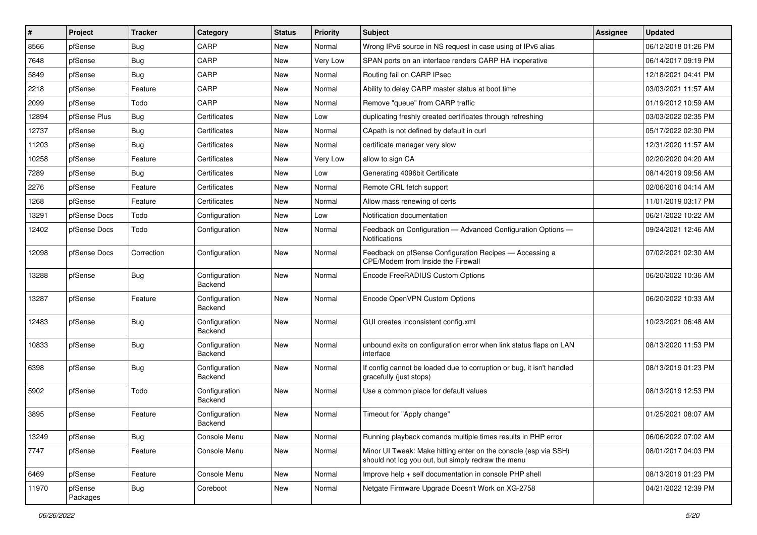| # | Project | Tracker | Category | Status | Priority | Subject | Assignee | Updated |
|---|---|---|---|---|---|---|---|---|
| 8566 | pfSense | Bug | CARP | New | Normal | Wrong IPv6 source in NS request in case using of IPv6 alias | | 06/12/2018 01:26 PM |
| 7648 | pfSense | Bug | CARP | New | Very Low | SPAN ports on an interface renders CARP HA inoperative | | 06/14/2017 09:19 PM |
| 5849 | pfSense | Bug | CARP | New | Normal | Routing fail on CARP IPsec | | 12/18/2021 04:41 PM |
| 2218 | pfSense | Feature | CARP | New | Normal | Ability to delay CARP master status at boot time | | 03/03/2021 11:57 AM |
| 2099 | pfSense | Todo | CARP | New | Normal | Remove "queue" from CARP traffic | | 01/19/2012 10:59 AM |
| 12894 | pfSense Plus | Bug | Certificates | New | Low | duplicating freshly created certificates through refreshing | | 03/03/2022 02:35 PM |
| 12737 | pfSense | Bug | Certificates | New | Normal | CApath is not defined by default in curl | | 05/17/2022 02:30 PM |
| 11203 | pfSense | Bug | Certificates | New | Normal | certificate manager very slow | | 12/31/2020 11:57 AM |
| 10258 | pfSense | Feature | Certificates | New | Very Low | allow to sign CA | | 02/20/2020 04:20 AM |
| 7289 | pfSense | Bug | Certificates | New | Low | Generating 4096bit Certificate | | 08/14/2019 09:56 AM |
| 2276 | pfSense | Feature | Certificates | New | Normal | Remote CRL fetch support | | 02/06/2016 04:14 AM |
| 1268 | pfSense | Feature | Certificates | New | Normal | Allow mass renewing of certs | | 11/01/2019 03:17 PM |
| 13291 | pfSense Docs | Todo | Configuration | New | Low | Notification documentation | | 06/21/2022 10:22 AM |
| 12402 | pfSense Docs | Todo | Configuration | New | Normal | Feedback on Configuration — Advanced Configuration Options — Notifications | | 09/24/2021 12:46 AM |
| 12098 | pfSense Docs | Correction | Configuration | New | Normal | Feedback on pfSense Configuration Recipes — Accessing a CPE/Modem from Inside the Firewall | | 07/02/2021 02:30 AM |
| 13288 | pfSense | Bug | Configuration Backend | New | Normal | Encode FreeRADIUS Custom Options | | 06/20/2022 10:36 AM |
| 13287 | pfSense | Feature | Configuration Backend | New | Normal | Encode OpenVPN Custom Options | | 06/20/2022 10:33 AM |
| 12483 | pfSense | Bug | Configuration Backend | New | Normal | GUI creates inconsistent config.xml | | 10/23/2021 06:48 AM |
| 10833 | pfSense | Bug | Configuration Backend | New | Normal | unbound exits on configuration error when link status flaps on LAN interface | | 08/13/2020 11:53 PM |
| 6398 | pfSense | Bug | Configuration Backend | New | Normal | If config cannot be loaded due to corruption or bug, it isn't handled gracefully (just stops) | | 08/13/2019 01:23 PM |
| 5902 | pfSense | Todo | Configuration Backend | New | Normal | Use a common place for default values | | 08/13/2019 12:53 PM |
| 3895 | pfSense | Feature | Configuration Backend | New | Normal | Timeout for "Apply change" | | 01/25/2021 08:07 AM |
| 13249 | pfSense | Bug | Console Menu | New | Normal | Running playback comands multiple times results in PHP error | | 06/06/2022 07:02 AM |
| 7747 | pfSense | Feature | Console Menu | New | Normal | Minor UI Tweak: Make hitting enter on the console (esp via SSH) should not log you out, but simply redraw the menu | | 08/01/2017 04:03 PM |
| 6469 | pfSense | Feature | Console Menu | New | Normal | Improve help + self documentation in console PHP shell | | 08/13/2019 01:23 PM |
| 11970 | pfSense Packages | Bug | Coreboot | New | Normal | Netgate Firmware Upgrade Doesn't Work on XG-2758 | | 04/21/2022 12:39 PM |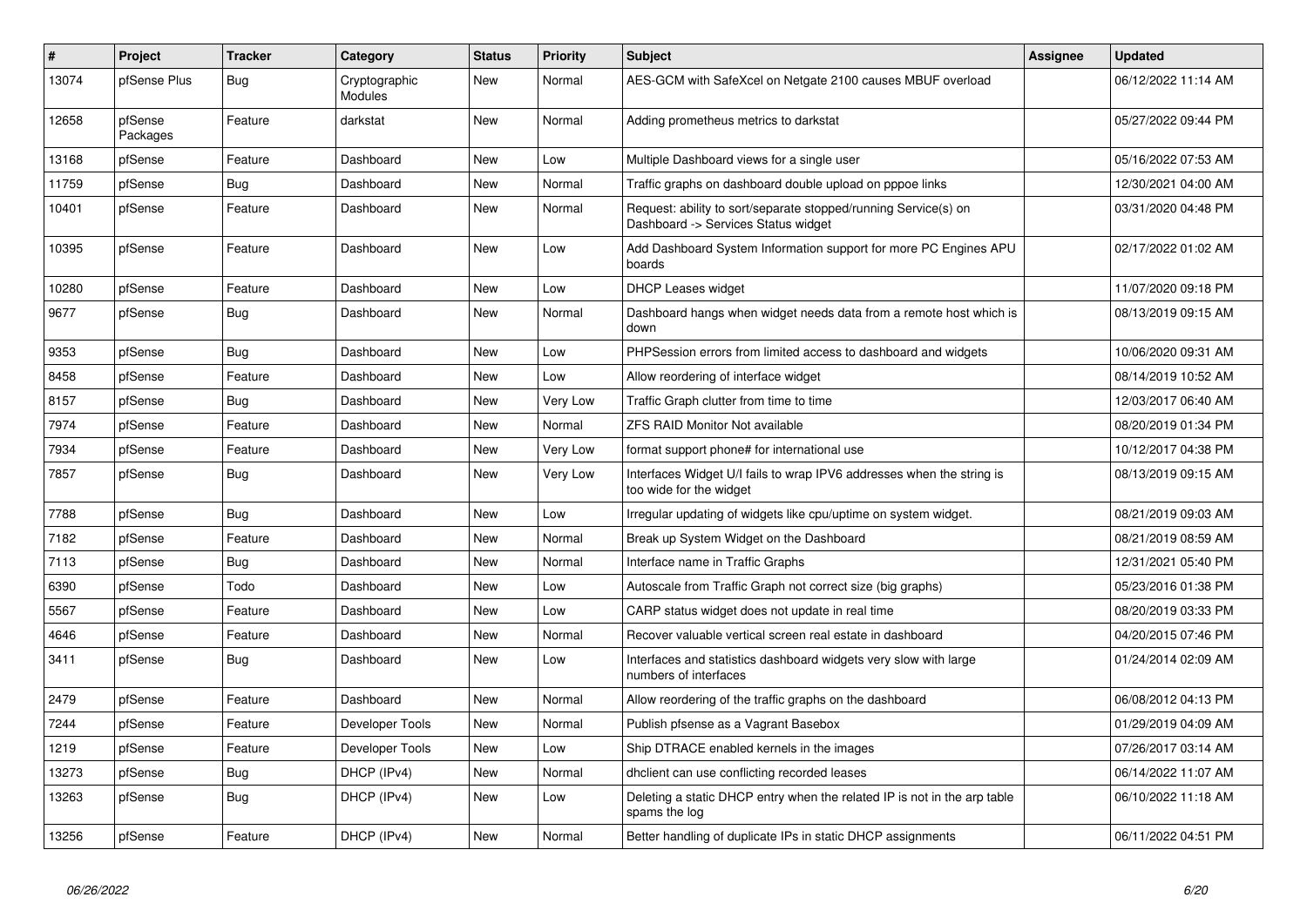| # | Project | Tracker | Category | Status | Priority | Subject | Assignee | Updated |
|---|---|---|---|---|---|---|---|---|
| 13074 | pfSense Plus | Bug | Cryptographic Modules | New | Normal | AES-GCM with SafeXcel on Netgate 2100 causes MBUF overload | | 06/12/2022 11:14 AM |
| 12658 | pfSense Packages | Feature | darkstat | New | Normal | Adding prometheus metrics to darkstat | | 05/27/2022 09:44 PM |
| 13168 | pfSense | Feature | Dashboard | New | Low | Multiple Dashboard views for a single user | | 05/16/2022 07:53 AM |
| 11759 | pfSense | Bug | Dashboard | New | Normal | Traffic graphs on dashboard double upload on pppoe links | | 12/30/2021 04:00 AM |
| 10401 | pfSense | Feature | Dashboard | New | Normal | Request: ability to sort/separate stopped/running Service(s) on Dashboard -> Services Status widget | | 03/31/2020 04:48 PM |
| 10395 | pfSense | Feature | Dashboard | New | Low | Add Dashboard System Information support for more PC Engines APU boards | | 02/17/2022 01:02 AM |
| 10280 | pfSense | Feature | Dashboard | New | Low | DHCP Leases widget | | 11/07/2020 09:18 PM |
| 9677 | pfSense | Bug | Dashboard | New | Normal | Dashboard hangs when widget needs data from a remote host which is down | | 08/13/2019 09:15 AM |
| 9353 | pfSense | Bug | Dashboard | New | Low | PHPSession errors from limited access to dashboard and widgets | | 10/06/2020 09:31 AM |
| 8458 | pfSense | Feature | Dashboard | New | Low | Allow reordering of interface widget | | 08/14/2019 10:52 AM |
| 8157 | pfSense | Bug | Dashboard | New | Very Low | Traffic Graph clutter from time to time | | 12/03/2017 06:40 AM |
| 7974 | pfSense | Feature | Dashboard | New | Normal | ZFS RAID Monitor Not available | | 08/20/2019 01:34 PM |
| 7934 | pfSense | Feature | Dashboard | New | Very Low | format support phone# for international use | | 10/12/2017 04:38 PM |
| 7857 | pfSense | Bug | Dashboard | New | Very Low | Interfaces Widget U/I fails to wrap IPV6 addresses when the string is too wide for the widget | | 08/13/2019 09:15 AM |
| 7788 | pfSense | Bug | Dashboard | New | Low | Irregular updating of widgets like cpu/uptime on system widget. | | 08/21/2019 09:03 AM |
| 7182 | pfSense | Feature | Dashboard | New | Normal | Break up System Widget on the Dashboard | | 08/21/2019 08:59 AM |
| 7113 | pfSense | Bug | Dashboard | New | Normal | Interface name in Traffic Graphs | | 12/31/2021 05:40 PM |
| 6390 | pfSense | Todo | Dashboard | New | Low | Autoscale from Traffic Graph not correct size (big graphs) | | 05/23/2016 01:38 PM |
| 5567 | pfSense | Feature | Dashboard | New | Low | CARP status widget does not update in real time | | 08/20/2019 03:33 PM |
| 4646 | pfSense | Feature | Dashboard | New | Normal | Recover valuable vertical screen real estate in dashboard | | 04/20/2015 07:46 PM |
| 3411 | pfSense | Bug | Dashboard | New | Low | Interfaces and statistics dashboard widgets very slow with large numbers of interfaces | | 01/24/2014 02:09 AM |
| 2479 | pfSense | Feature | Dashboard | New | Normal | Allow reordering of the traffic graphs on the dashboard | | 06/08/2012 04:13 PM |
| 7244 | pfSense | Feature | Developer Tools | New | Normal | Publish pfsense as a Vagrant Basebox | | 01/29/2019 04:09 AM |
| 1219 | pfSense | Feature | Developer Tools | New | Low | Ship DTRACE enabled kernels in the images | | 07/26/2017 03:14 AM |
| 13273 | pfSense | Bug | DHCP (IPv4) | New | Normal | dhclient can use conflicting recorded leases | | 06/14/2022 11:07 AM |
| 13263 | pfSense | Bug | DHCP (IPv4) | New | Low | Deleting a static DHCP entry when the related IP is not in the arp table spams the log | | 06/10/2022 11:18 AM |
| 13256 | pfSense | Feature | DHCP (IPv4) | New | Normal | Better handling of duplicate IPs in static DHCP assignments | | 06/11/2022 04:51 PM |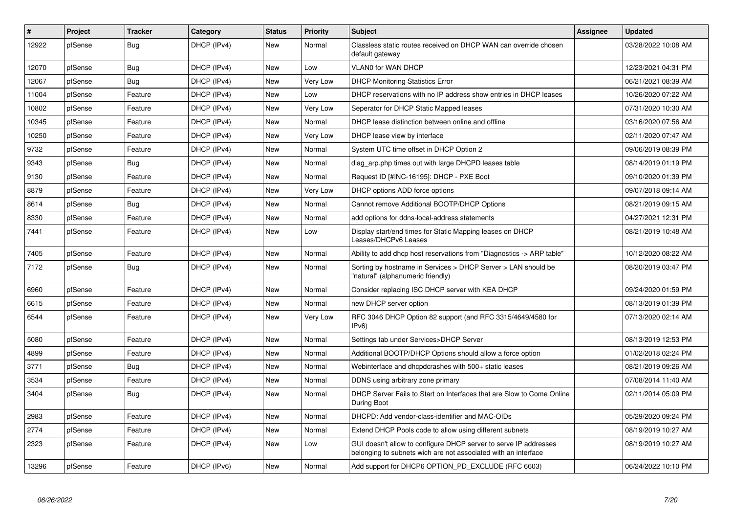| # | Project | Tracker | Category | Status | Priority | Subject | Assignee | Updated |
|---|---|---|---|---|---|---|---|---|
| 12922 | pfSense | Bug | DHCP (IPv4) | New | Normal | Classless static routes received on DHCP WAN can override chosen default gateway | | 03/28/2022 10:08 AM |
| 12070 | pfSense | Bug | DHCP (IPv4) | New | Low | VLAN0 for WAN DHCP | | 12/23/2021 04:31 PM |
| 12067 | pfSense | Bug | DHCP (IPv4) | New | Very Low | DHCP Monitoring Statistics Error | | 06/21/2021 08:39 AM |
| 11004 | pfSense | Feature | DHCP (IPv4) | New | Low | DHCP reservations with no IP address show entries in DHCP leases | | 10/26/2020 07:22 AM |
| 10802 | pfSense | Feature | DHCP (IPv4) | New | Very Low | Seperator for DHCP Static Mapped leases | | 07/31/2020 10:30 AM |
| 10345 | pfSense | Feature | DHCP (IPv4) | New | Normal | DHCP lease distinction between online and offline | | 03/16/2020 07:56 AM |
| 10250 | pfSense | Feature | DHCP (IPv4) | New | Very Low | DHCP lease view by interface | | 02/11/2020 07:47 AM |
| 9732 | pfSense | Feature | DHCP (IPv4) | New | Normal | System UTC time offset in DHCP Option 2 | | 09/06/2019 08:39 PM |
| 9343 | pfSense | Bug | DHCP (IPv4) | New | Normal | diag_arp.php times out with large DHCPD leases table | | 08/14/2019 01:19 PM |
| 9130 | pfSense | Feature | DHCP (IPv4) | New | Normal | Request ID [#INC-16195]: DHCP - PXE Boot | | 09/10/2020 01:39 PM |
| 8879 | pfSense | Feature | DHCP (IPv4) | New | Very Low | DHCP options ADD force options | | 09/07/2018 09:14 AM |
| 8614 | pfSense | Bug | DHCP (IPv4) | New | Normal | Cannot remove Additional BOOTP/DHCP Options | | 08/21/2019 09:15 AM |
| 8330 | pfSense | Feature | DHCP (IPv4) | New | Normal | add options for ddns-local-address statements | | 04/27/2021 12:31 PM |
| 7441 | pfSense | Feature | DHCP (IPv4) | New | Low | Display start/end times for Static Mapping leases on DHCP Leases/DHCPv6 Leases | | 08/21/2019 10:48 AM |
| 7405 | pfSense | Feature | DHCP (IPv4) | New | Normal | Ability to add dhcp host reservations from "Diagnostics -> ARP table" | | 10/12/2020 08:22 AM |
| 7172 | pfSense | Bug | DHCP (IPv4) | New | Normal | Sorting by hostname in Services > DHCP Server > LAN should be "natural" (alphanumeric friendly) | | 08/20/2019 03:47 PM |
| 6960 | pfSense | Feature | DHCP (IPv4) | New | Normal | Consider replacing ISC DHCP server with KEA DHCP | | 09/24/2020 01:59 PM |
| 6615 | pfSense | Feature | DHCP (IPv4) | New | Normal | new DHCP server option | | 08/13/2019 01:39 PM |
| 6544 | pfSense | Feature | DHCP (IPv4) | New | Very Low | RFC 3046 DHCP Option 82 support (and RFC 3315/4649/4580 for IPv6) | | 07/13/2020 02:14 AM |
| 5080 | pfSense | Feature | DHCP (IPv4) | New | Normal | Settings tab under Services>DHCP Server | | 08/13/2019 12:53 PM |
| 4899 | pfSense | Feature | DHCP (IPv4) | New | Normal | Additional BOOTP/DHCP Options should allow a force option | | 01/02/2018 02:24 PM |
| 3771 | pfSense | Bug | DHCP (IPv4) | New | Normal | Webinterface and dhcpdcrashes with 500+ static leases | | 08/21/2019 09:26 AM |
| 3534 | pfSense | Feature | DHCP (IPv4) | New | Normal | DDNS using arbitrary zone primary | | 07/08/2014 11:40 AM |
| 3404 | pfSense | Bug | DHCP (IPv4) | New | Normal | DHCP Server Fails to Start on Interfaces that are Slow to Come Online During Boot | | 02/11/2014 05:09 PM |
| 2983 | pfSense | Feature | DHCP (IPv4) | New | Normal | DHCPD: Add vendor-class-identifier and MAC-OIDs | | 05/29/2020 09:24 PM |
| 2774 | pfSense | Feature | DHCP (IPv4) | New | Normal | Extend DHCP Pools code to allow using different subnets | | 08/19/2019 10:27 AM |
| 2323 | pfSense | Feature | DHCP (IPv4) | New | Low | GUI doesn't allow to configure DHCP server to serve IP addresses belonging to subnets wich are not associated with an interface | | 08/19/2019 10:27 AM |
| 13296 | pfSense | Feature | DHCP (IPv6) | New | Normal | Add support for DHCP6 OPTION_PD_EXCLUDE (RFC 6603) | | 06/24/2022 10:10 PM |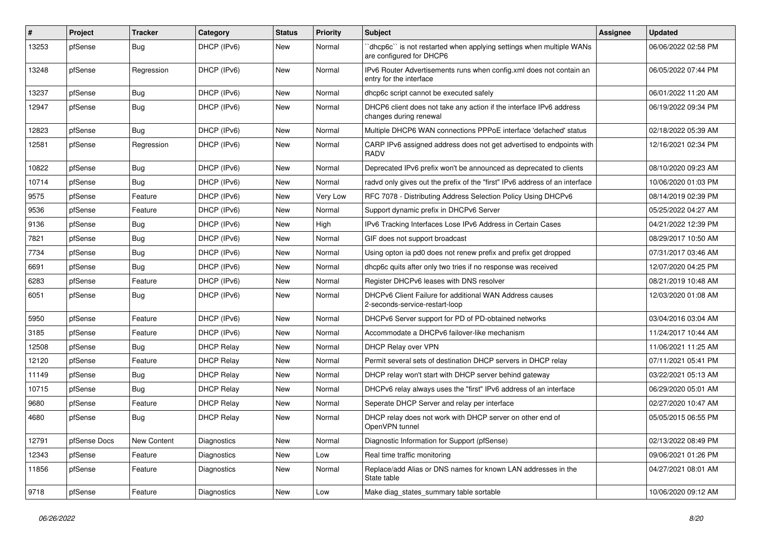| # | Project | Tracker | Category | Status | Priority | Subject | Assignee | Updated |
|---|---|---|---|---|---|---|---|---|
| 13253 | pfSense | Bug | DHCP (IPv6) | New | Normal | ``dhcp6c`` is not restarted when applying settings when multiple WANs are configured for DHCP6 | | 06/06/2022 02:58 PM |
| 13248 | pfSense | Regression | DHCP (IPv6) | New | Normal | IPv6 Router Advertisements runs when config.xml does not contain an entry for the interface | | 06/05/2022 07:44 PM |
| 13237 | pfSense | Bug | DHCP (IPv6) | New | Normal | dhcp6c script cannot be executed safely | | 06/01/2022 11:20 AM |
| 12947 | pfSense | Bug | DHCP (IPv6) | New | Normal | DHCP6 client does not take any action if the interface IPv6 address changes during renewal | | 06/19/2022 09:34 PM |
| 12823 | pfSense | Bug | DHCP (IPv6) | New | Normal | Multiple DHCP6 WAN connections PPPoE interface 'defached' status | | 02/18/2022 05:39 AM |
| 12581 | pfSense | Regression | DHCP (IPv6) | New | Normal | CARP IPv6 assigned address does not get advertised to endpoints with RADV | | 12/16/2021 02:34 PM |
| 10822 | pfSense | Bug | DHCP (IPv6) | New | Normal | Deprecated IPv6 prefix won't be announced as deprecated to clients | | 08/10/2020 09:23 AM |
| 10714 | pfSense | Bug | DHCP (IPv6) | New | Normal | radvd only gives out the prefix of the "first" IPv6 address of an interface | | 10/06/2020 01:03 PM |
| 9575 | pfSense | Feature | DHCP (IPv6) | New | Very Low | RFC 7078 - Distributing Address Selection Policy Using DHCPv6 | | 08/14/2019 02:39 PM |
| 9536 | pfSense | Feature | DHCP (IPv6) | New | Normal | Support dynamic prefix in DHCPv6 Server | | 05/25/2022 04:27 AM |
| 9136 | pfSense | Bug | DHCP (IPv6) | New | High | IPv6 Tracking Interfaces Lose IPv6 Address in Certain Cases | | 04/21/2022 12:39 PM |
| 7821 | pfSense | Bug | DHCP (IPv6) | New | Normal | GIF does not support broadcast | | 08/29/2017 10:50 AM |
| 7734 | pfSense | Bug | DHCP (IPv6) | New | Normal | Using opton ia pd0 does not renew prefix and prefix get dropped | | 07/31/2017 03:46 AM |
| 6691 | pfSense | Bug | DHCP (IPv6) | New | Normal | dhcp6c quits after only two tries if no response was received | | 12/07/2020 04:25 PM |
| 6283 | pfSense | Feature | DHCP (IPv6) | New | Normal | Register DHCPv6 leases with DNS resolver | | 08/21/2019 10:48 AM |
| 6051 | pfSense | Bug | DHCP (IPv6) | New | Normal | DHCPv6 Client Failure for additional WAN Address causes 2-seconds-service-restart-loop | | 12/03/2020 01:08 AM |
| 5950 | pfSense | Feature | DHCP (IPv6) | New | Normal | DHCPv6 Server support for PD of PD-obtained networks | | 03/04/2016 03:04 AM |
| 3185 | pfSense | Feature | DHCP (IPv6) | New | Normal | Accommodate a DHCPv6 failover-like mechanism | | 11/24/2017 10:44 AM |
| 12508 | pfSense | Bug | DHCP Relay | New | Normal | DHCP Relay over VPN | | 11/06/2021 11:25 AM |
| 12120 | pfSense | Feature | DHCP Relay | New | Normal | Permit several sets of destination DHCP servers in DHCP relay | | 07/11/2021 05:41 PM |
| 11149 | pfSense | Bug | DHCP Relay | New | Normal | DHCP relay won't start with DHCP server behind gateway | | 03/22/2021 05:13 AM |
| 10715 | pfSense | Bug | DHCP Relay | New | Normal | DHCPv6 relay always uses the "first" IPv6 address of an interface | | 06/29/2020 05:01 AM |
| 9680 | pfSense | Feature | DHCP Relay | New | Normal | Seperate DHCP Server and relay per interface | | 02/27/2020 10:47 AM |
| 4680 | pfSense | Bug | DHCP Relay | New | Normal | DHCP relay does not work with DHCP server on other end of OpenVPN tunnel | | 05/05/2015 06:55 PM |
| 12791 | pfSense Docs | New Content | Diagnostics | New | Normal | Diagnostic Information for Support (pfSense) | | 02/13/2022 08:49 PM |
| 12343 | pfSense | Feature | Diagnostics | New | Low | Real time traffic monitoring | | 09/06/2021 01:26 PM |
| 11856 | pfSense | Feature | Diagnostics | New | Normal | Replace/add Alias or DNS names for known LAN addresses in the State table | | 04/27/2021 08:01 AM |
| 9718 | pfSense | Feature | Diagnostics | New | Low | Make diag_states_summary table sortable | | 10/06/2020 09:12 AM |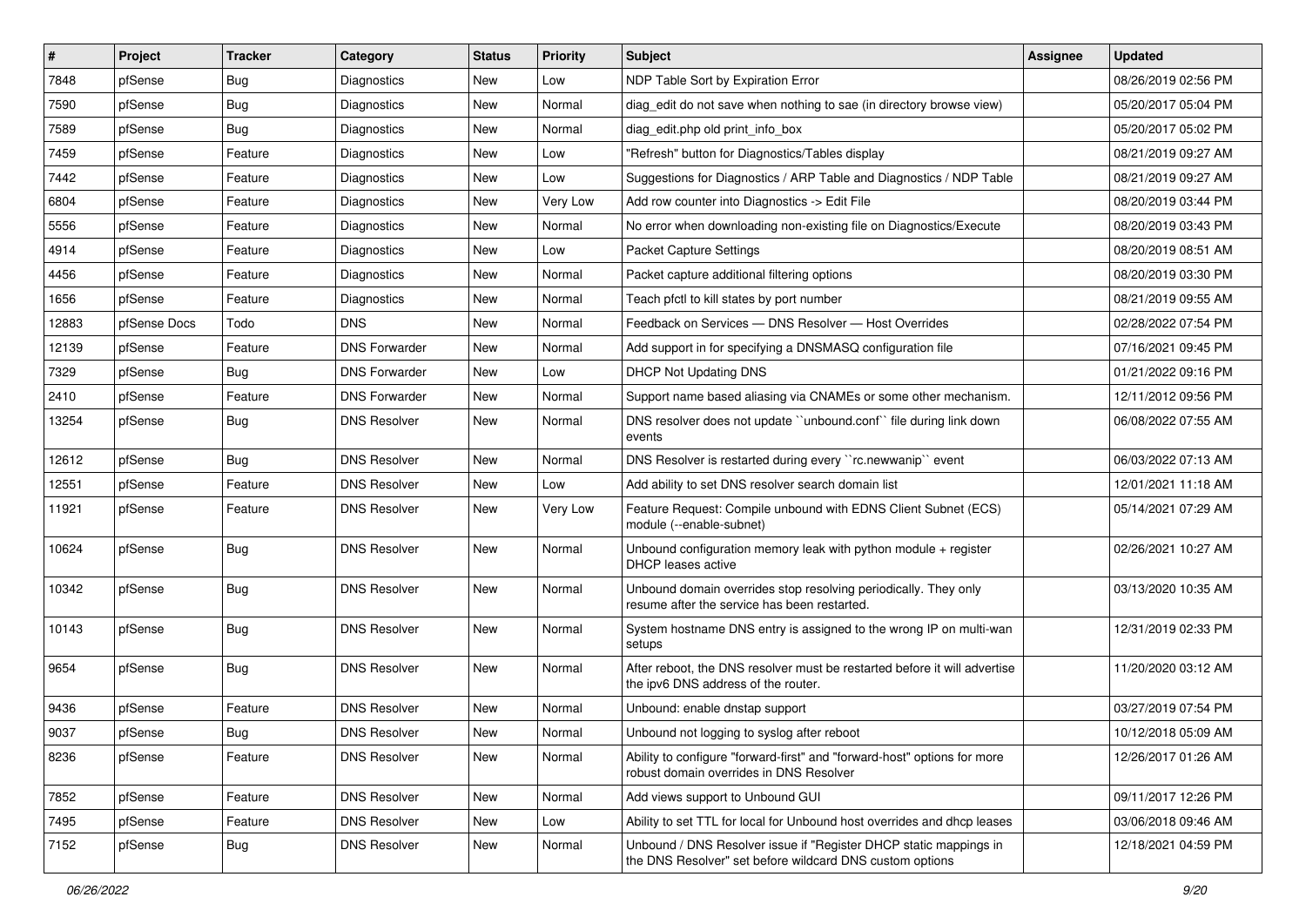| # | Project | Tracker | Category | Status | Priority | Subject | Assignee | Updated |
|---|---|---|---|---|---|---|---|---|
| 7848 | pfSense | Bug | Diagnostics | New | Low | NDP Table Sort by Expiration Error | | 08/26/2019 02:56 PM |
| 7590 | pfSense | Bug | Diagnostics | New | Normal | diag_edit do not save when nothing to sae (in directory browse view) | | 05/20/2017 05:04 PM |
| 7589 | pfSense | Bug | Diagnostics | New | Normal | diag_edit.php old print_info_box | | 05/20/2017 05:02 PM |
| 7459 | pfSense | Feature | Diagnostics | New | Low | "Refresh" button for Diagnostics/Tables display | | 08/21/2019 09:27 AM |
| 7442 | pfSense | Feature | Diagnostics | New | Low | Suggestions for Diagnostics / ARP Table and Diagnostics / NDP Table | | 08/21/2019 09:27 AM |
| 6804 | pfSense | Feature | Diagnostics | New | Very Low | Add row counter into Diagnostics -> Edit File | | 08/20/2019 03:44 PM |
| 5556 | pfSense | Feature | Diagnostics | New | Normal | No error when downloading non-existing file on Diagnostics/Execute | | 08/20/2019 03:43 PM |
| 4914 | pfSense | Feature | Diagnostics | New | Low | Packet Capture Settings | | 08/20/2019 08:51 AM |
| 4456 | pfSense | Feature | Diagnostics | New | Normal | Packet capture additional filtering options | | 08/20/2019 03:30 PM |
| 1656 | pfSense | Feature | Diagnostics | New | Normal | Teach pfctl to kill states by port number | | 08/21/2019 09:55 AM |
| 12883 | pfSense Docs | Todo | DNS | New | Normal | Feedback on Services — DNS Resolver — Host Overrides | | 02/28/2022 07:54 PM |
| 12139 | pfSense | Feature | DNS Forwarder | New | Normal | Add support in for specifying a DNSMASQ configuration file | | 07/16/2021 09:45 PM |
| 7329 | pfSense | Bug | DNS Forwarder | New | Low | DHCP Not Updating DNS | | 01/21/2022 09:16 PM |
| 2410 | pfSense | Feature | DNS Forwarder | New | Normal | Support name based aliasing via CNAMEs or some other mechanism. | | 12/11/2012 09:56 PM |
| 13254 | pfSense | Bug | DNS Resolver | New | Normal | DNS resolver does not update ``unbound.conf`` file during link down events | | 06/08/2022 07:55 AM |
| 12612 | pfSense | Bug | DNS Resolver | New | Normal | DNS Resolver is restarted during every ``rc.newwanip`` event | | 06/03/2022 07:13 AM |
| 12551 | pfSense | Feature | DNS Resolver | New | Low | Add ability to set DNS resolver search domain list | | 12/01/2021 11:18 AM |
| 11921 | pfSense | Feature | DNS Resolver | New | Very Low | Feature Request: Compile unbound with EDNS Client Subnet (ECS) module (--enable-subnet) | | 05/14/2021 07:29 AM |
| 10624 | pfSense | Bug | DNS Resolver | New | Normal | Unbound configuration memory leak with python module + register DHCP leases active | | 02/26/2021 10:27 AM |
| 10342 | pfSense | Bug | DNS Resolver | New | Normal | Unbound domain overrides stop resolving periodically. They only resume after the service has been restarted. | | 03/13/2020 10:35 AM |
| 10143 | pfSense | Bug | DNS Resolver | New | Normal | System hostname DNS entry is assigned to the wrong IP on multi-wan setups | | 12/31/2019 02:33 PM |
| 9654 | pfSense | Bug | DNS Resolver | New | Normal | After reboot, the DNS resolver must be restarted before it will advertise the ipv6 DNS address of the router. | | 11/20/2020 03:12 AM |
| 9436 | pfSense | Feature | DNS Resolver | New | Normal | Unbound: enable dnstap support | | 03/27/2019 07:54 PM |
| 9037 | pfSense | Bug | DNS Resolver | New | Normal | Unbound not logging to syslog after reboot | | 10/12/2018 05:09 AM |
| 8236 | pfSense | Feature | DNS Resolver | New | Normal | Ability to configure "forward-first" and "forward-host" options for more robust domain overrides in DNS Resolver | | 12/26/2017 01:26 AM |
| 7852 | pfSense | Feature | DNS Resolver | New | Normal | Add views support to Unbound GUI | | 09/11/2017 12:26 PM |
| 7495 | pfSense | Feature | DNS Resolver | New | Low | Ability to set TTL for local for Unbound host overrides and dhcp leases | | 03/06/2018 09:46 AM |
| 7152 | pfSense | Bug | DNS Resolver | New | Normal | Unbound / DNS Resolver issue if "Register DHCP static mappings in the DNS Resolver" set before wildcard DNS custom options | | 12/18/2021 04:59 PM |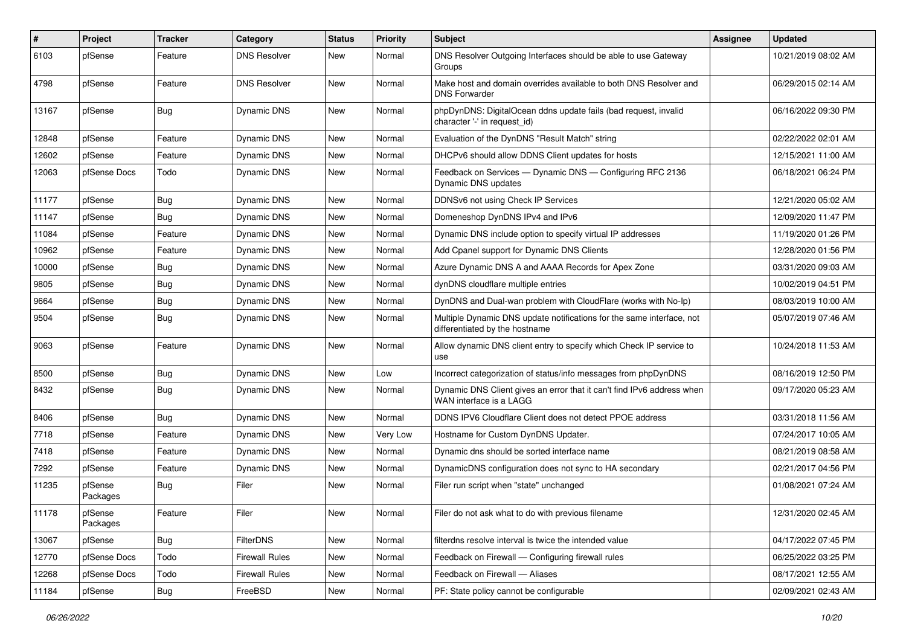| # | Project | Tracker | Category | Status | Priority | Subject | Assignee | Updated |
|---|---|---|---|---|---|---|---|---|
| 6103 | pfSense | Feature | DNS Resolver | New | Normal | DNS Resolver Outgoing Interfaces should be able to use Gateway Groups | | 10/21/2019 08:02 AM |
| 4798 | pfSense | Feature | DNS Resolver | New | Normal | Make host and domain overrides available to both DNS Resolver and DNS Forwarder | | 06/29/2015 02:14 AM |
| 13167 | pfSense | Bug | Dynamic DNS | New | Normal | phpDynDNS: DigitalOcean ddns update fails (bad request, invalid character '-' in request_id) | | 06/16/2022 09:30 PM |
| 12848 | pfSense | Feature | Dynamic DNS | New | Normal | Evaluation of the DynDNS "Result Match" string | | 02/22/2022 02:01 AM |
| 12602 | pfSense | Feature | Dynamic DNS | New | Normal | DHCPv6 should allow DDNS Client updates for hosts | | 12/15/2021 11:00 AM |
| 12063 | pfSense Docs | Todo | Dynamic DNS | New | Normal | Feedback on Services — Dynamic DNS — Configuring RFC 2136 Dynamic DNS updates | | 06/18/2021 06:24 PM |
| 11177 | pfSense | Bug | Dynamic DNS | New | Normal | DDNSv6 not using Check IP Services | | 12/21/2020 05:02 AM |
| 11147 | pfSense | Bug | Dynamic DNS | New | Normal | Domeneshop DynDNS IPv4 and IPv6 | | 12/09/2020 11:47 PM |
| 11084 | pfSense | Feature | Dynamic DNS | New | Normal | Dynamic DNS include option to specify virtual IP addresses | | 11/19/2020 01:26 PM |
| 10962 | pfSense | Feature | Dynamic DNS | New | Normal | Add Cpanel support for Dynamic DNS Clients | | 12/28/2020 01:56 PM |
| 10000 | pfSense | Bug | Dynamic DNS | New | Normal | Azure Dynamic DNS A and AAAA Records for Apex Zone | | 03/31/2020 09:03 AM |
| 9805 | pfSense | Bug | Dynamic DNS | New | Normal | dynDNS cloudflare multiple entries | | 10/02/2019 04:51 PM |
| 9664 | pfSense | Bug | Dynamic DNS | New | Normal | DynDNS and Dual-wan problem with CloudFlare (works with No-Ip) | | 08/03/2019 10:00 AM |
| 9504 | pfSense | Bug | Dynamic DNS | New | Normal | Multiple Dynamic DNS update notifications for the same interface, not differentiated by the hostname | | 05/07/2019 07:46 AM |
| 9063 | pfSense | Feature | Dynamic DNS | New | Normal | Allow dynamic DNS client entry to specify which Check IP service to use | | 10/24/2018 11:53 AM |
| 8500 | pfSense | Bug | Dynamic DNS | New | Low | Incorrect categorization of status/info messages from phpDynDNS | | 08/16/2019 12:50 PM |
| 8432 | pfSense | Bug | Dynamic DNS | New | Normal | Dynamic DNS Client gives an error that it can't find IPv6 address when WAN interface is a LAGG | | 09/17/2020 05:23 AM |
| 8406 | pfSense | Bug | Dynamic DNS | New | Normal | DDNS IPV6 Cloudflare Client does not detect PPOE address | | 03/31/2018 11:56 AM |
| 7718 | pfSense | Feature | Dynamic DNS | New | Very Low | Hostname for Custom DynDNS Updater. | | 07/24/2017 10:05 AM |
| 7418 | pfSense | Feature | Dynamic DNS | New | Normal | Dynamic dns should be sorted interface name | | 08/21/2019 08:58 AM |
| 7292 | pfSense | Feature | Dynamic DNS | New | Normal | DynamicDNS configuration does not sync to HA secondary | | 02/21/2017 04:56 PM |
| 11235 | pfSense Packages | Bug | Filer | New | Normal | Filer run script when "state" unchanged | | 01/08/2021 07:24 AM |
| 11178 | pfSense Packages | Feature | Filer | New | Normal | Filer do not ask what to do with previous filename | | 12/31/2020 02:45 AM |
| 13067 | pfSense | Bug | FilterDNS | New | Normal | filterdns resolve interval is twice the intended value | | 04/17/2022 07:45 PM |
| 12770 | pfSense Docs | Todo | Firewall Rules | New | Normal | Feedback on Firewall — Configuring firewall rules | | 06/25/2022 03:25 PM |
| 12268 | pfSense Docs | Todo | Firewall Rules | New | Normal | Feedback on Firewall — Aliases | | 08/17/2021 12:55 AM |
| 11184 | pfSense | Bug | FreeBSD | New | Normal | PF: State policy cannot be configurable | | 02/09/2021 02:43 AM |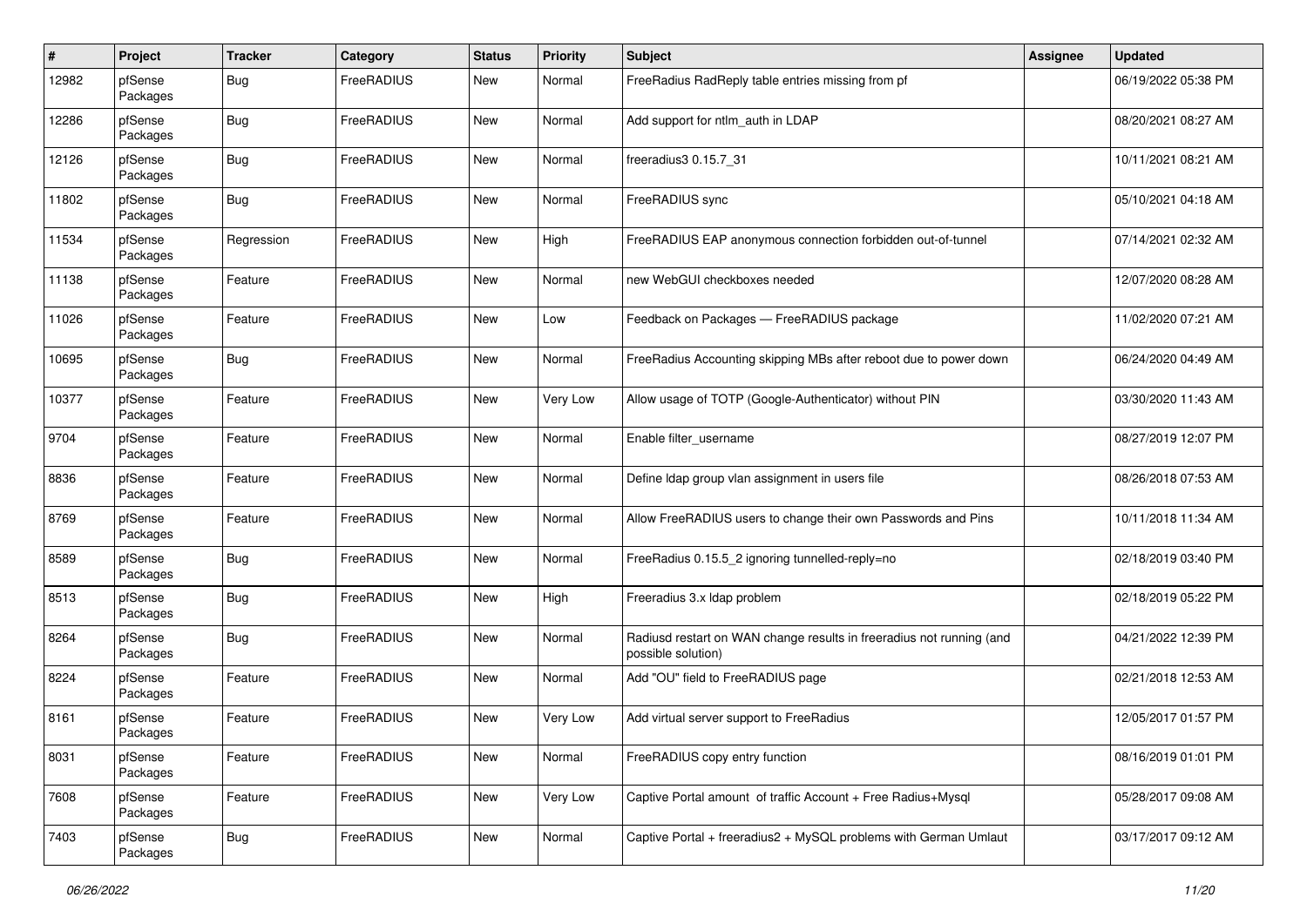| # | Project | Tracker | Category | Status | Priority | Subject | Assignee | Updated |
|---|---|---|---|---|---|---|---|---|
| 12982 | pfSense Packages | Bug | FreeRADIUS | New | Normal | FreeRadius RadReply table entries missing from pf | | 06/19/2022 05:38 PM |
| 12286 | pfSense Packages | Bug | FreeRADIUS | New | Normal | Add support for ntlm_auth in LDAP | | 08/20/2021 08:27 AM |
| 12126 | pfSense Packages | Bug | FreeRADIUS | New | Normal | freeradius3 0.15.7_31 | | 10/11/2021 08:21 AM |
| 11802 | pfSense Packages | Bug | FreeRADIUS | New | Normal | FreeRADIUS sync | | 05/10/2021 04:18 AM |
| 11534 | pfSense Packages | Regression | FreeRADIUS | New | High | FreeRADIUS EAP anonymous connection forbidden out-of-tunnel | | 07/14/2021 02:32 AM |
| 11138 | pfSense Packages | Feature | FreeRADIUS | New | Normal | new WebGUI checkboxes needed | | 12/07/2020 08:28 AM |
| 11026 | pfSense Packages | Feature | FreeRADIUS | New | Low | Feedback on Packages — FreeRADIUS package | | 11/02/2020 07:21 AM |
| 10695 | pfSense Packages | Bug | FreeRADIUS | New | Normal | FreeRadius Accounting skipping MBs after reboot due to power down | | 06/24/2020 04:49 AM |
| 10377 | pfSense Packages | Feature | FreeRADIUS | New | Very Low | Allow usage of TOTP (Google-Authenticator) without PIN | | 03/30/2020 11:43 AM |
| 9704 | pfSense Packages | Feature | FreeRADIUS | New | Normal | Enable filter_username | | 08/27/2019 12:07 PM |
| 8836 | pfSense Packages | Feature | FreeRADIUS | New | Normal | Define ldap group vlan assignment in users file | | 08/26/2018 07:53 AM |
| 8769 | pfSense Packages | Feature | FreeRADIUS | New | Normal | Allow FreeRADIUS users to change their own Passwords and Pins | | 10/11/2018 11:34 AM |
| 8589 | pfSense Packages | Bug | FreeRADIUS | New | Normal | FreeRadius 0.15.5_2 ignoring tunnelled-reply=no | | 02/18/2019 03:40 PM |
| 8513 | pfSense Packages | Bug | FreeRADIUS | New | High | Freeradius 3.x ldap problem | | 02/18/2019 05:22 PM |
| 8264 | pfSense Packages | Bug | FreeRADIUS | New | Normal | Radiusd restart on WAN change results in freeradius not running (and possible solution) | | 04/21/2022 12:39 PM |
| 8224 | pfSense Packages | Feature | FreeRADIUS | New | Normal | Add "OU" field to FreeRADIUS page | | 02/21/2018 12:53 AM |
| 8161 | pfSense Packages | Feature | FreeRADIUS | New | Very Low | Add virtual server support to FreeRadius | | 12/05/2017 01:57 PM |
| 8031 | pfSense Packages | Feature | FreeRADIUS | New | Normal | FreeRADIUS copy entry function | | 08/16/2019 01:01 PM |
| 7608 | pfSense Packages | Feature | FreeRADIUS | New | Very Low | Captive Portal amount of traffic Account + Free Radius+Mysql | | 05/28/2017 09:08 AM |
| 7403 | pfSense Packages | Bug | FreeRADIUS | New | Normal | Captive Portal + freeradius2 + MySQL problems with German Umlaut | | 03/17/2017 09:12 AM |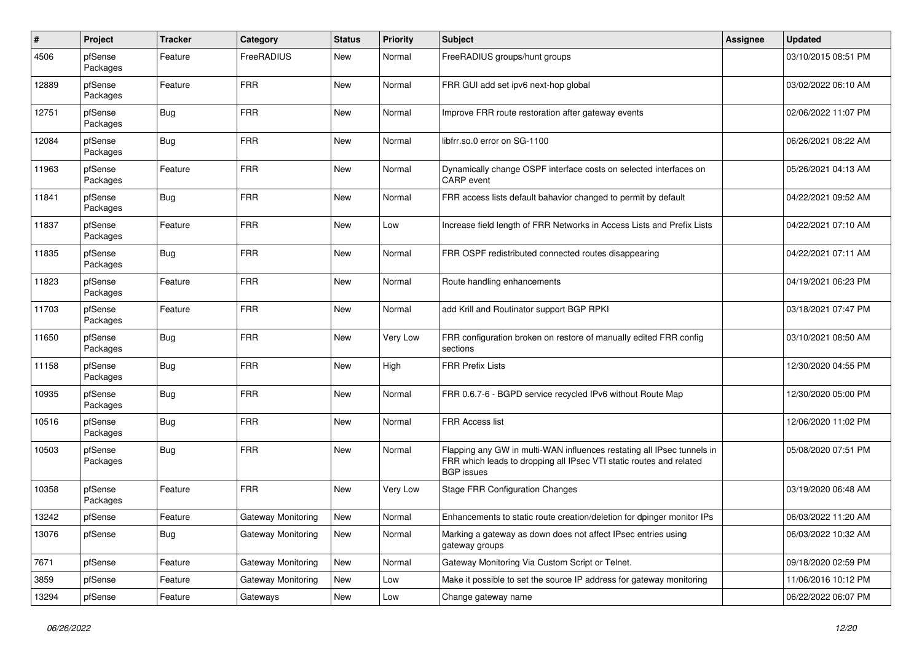| # | Project | Tracker | Category | Status | Priority | Subject | Assignee | Updated |
|---|---|---|---|---|---|---|---|---|
| 4506 | pfSense Packages | Feature | FreeRADIUS | New | Normal | FreeRADIUS groups/hunt groups | | 03/10/2015 08:51 PM |
| 12889 | pfSense Packages | Feature | FRR | New | Normal | FRR GUI add set ipv6 next-hop global | | 03/02/2022 06:10 AM |
| 12751 | pfSense Packages | Bug | FRR | New | Normal | Improve FRR route restoration after gateway events | | 02/06/2022 11:07 PM |
| 12084 | pfSense Packages | Bug | FRR | New | Normal | libfrr.so.0 error on SG-1100 | | 06/26/2021 08:22 AM |
| 11963 | pfSense Packages | Feature | FRR | New | Normal | Dynamically change OSPF interface costs on selected interfaces on CARP event | | 05/26/2021 04:13 AM |
| 11841 | pfSense Packages | Bug | FRR | New | Normal | FRR access lists default bahavior changed to permit by default | | 04/22/2021 09:52 AM |
| 11837 | pfSense Packages | Feature | FRR | New | Low | Increase field length of FRR Networks in Access Lists and Prefix Lists | | 04/22/2021 07:10 AM |
| 11835 | pfSense Packages | Bug | FRR | New | Normal | FRR OSPF redistributed connected routes disappearing | | 04/22/2021 07:11 AM |
| 11823 | pfSense Packages | Feature | FRR | New | Normal | Route handling enhancements | | 04/19/2021 06:23 PM |
| 11703 | pfSense Packages | Feature | FRR | New | Normal | add Krill and Routinator support BGP RPKI | | 03/18/2021 07:47 PM |
| 11650 | pfSense Packages | Bug | FRR | New | Very Low | FRR configuration broken on restore of manually edited FRR config sections | | 03/10/2021 08:50 AM |
| 11158 | pfSense Packages | Bug | FRR | New | High | FRR Prefix Lists | | 12/30/2020 04:55 PM |
| 10935 | pfSense Packages | Bug | FRR | New | Normal | FRR 0.6.7-6 - BGPD service recycled IPv6 without Route Map | | 12/30/2020 05:00 PM |
| 10516 | pfSense Packages | Bug | FRR | New | Normal | FRR Access list | | 12/06/2020 11:02 PM |
| 10503 | pfSense Packages | Bug | FRR | New | Normal | Flapping any GW in multi-WAN influences restating all IPsec tunnels in FRR which leads to dropping all IPsec VTI static routes and related BGP issues | | 05/08/2020 07:51 PM |
| 10358 | pfSense Packages | Feature | FRR | New | Very Low | Stage FRR Configuration Changes | | 03/19/2020 06:48 AM |
| 13242 | pfSense | Feature | Gateway Monitoring | New | Normal | Enhancements to static route creation/deletion for dpinger monitor IPs | | 06/03/2022 11:20 AM |
| 13076 | pfSense | Bug | Gateway Monitoring | New | Normal | Marking a gateway as down does not affect IPsec entries using gateway groups | | 06/03/2022 10:32 AM |
| 7671 | pfSense | Feature | Gateway Monitoring | New | Normal | Gateway Monitoring Via Custom Script or Telnet. | | 09/18/2020 02:59 PM |
| 3859 | pfSense | Feature | Gateway Monitoring | New | Low | Make it possible to set the source IP address for gateway monitoring | | 11/06/2016 10:12 PM |
| 13294 | pfSense | Feature | Gateways | New | Low | Change gateway name | | 06/22/2022 06:07 PM |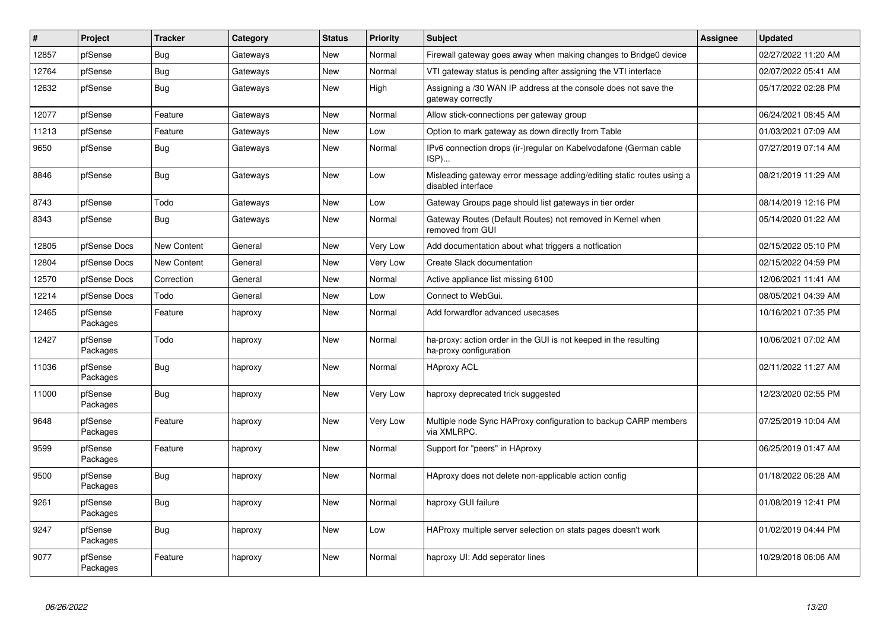| # | Project | Tracker | Category | Status | Priority | Subject | Assignee | Updated |
|---|---|---|---|---|---|---|---|---|
| 12857 | pfSense | Bug | Gateways | New | Normal | Firewall gateway goes away when making changes to Bridge0 device | | 02/27/2022 11:20 AM |
| 12764 | pfSense | Bug | Gateways | New | Normal | VTI gateway status is pending after assigning the VTI interface | | 02/07/2022 05:41 AM |
| 12632 | pfSense | Bug | Gateways | New | High | Assigning a /30 WAN IP address at the console does not save the gateway correctly | | 05/17/2022 02:28 PM |
| 12077 | pfSense | Feature | Gateways | New | Normal | Allow stick-connections per gateway group | | 06/24/2021 08:45 AM |
| 11213 | pfSense | Feature | Gateways | New | Low | Option to mark gateway as down directly from Table | | 01/03/2021 07:09 AM |
| 9650 | pfSense | Bug | Gateways | New | Normal | IPv6 connection drops (ir-)regular on Kabelvodafone (German cable ISP)... | | 07/27/2019 07:14 AM |
| 8846 | pfSense | Bug | Gateways | New | Low | Misleading gateway error message adding/editing static routes using a disabled interface | | 08/21/2019 11:29 AM |
| 8743 | pfSense | Todo | Gateways | New | Low | Gateway Groups page should list gateways in tier order | | 08/14/2019 12:16 PM |
| 8343 | pfSense | Bug | Gateways | New | Normal | Gateway Routes (Default Routes) not removed in Kernel when removed from GUI | | 05/14/2020 01:22 AM |
| 12805 | pfSense Docs | New Content | General | New | Very Low | Add documentation about what triggers a notfication | | 02/15/2022 05:10 PM |
| 12804 | pfSense Docs | New Content | General | New | Very Low | Create Slack documentation | | 02/15/2022 04:59 PM |
| 12570 | pfSense Docs | Correction | General | New | Normal | Active appliance list missing 6100 | | 12/06/2021 11:41 AM |
| 12214 | pfSense Docs | Todo | General | New | Low | Connect to WebGui. | | 08/05/2021 04:39 AM |
| 12465 | pfSense Packages | Feature | haproxy | New | Normal | Add forwardfor advanced usecases | | 10/16/2021 07:35 PM |
| 12427 | pfSense Packages | Todo | haproxy | New | Normal | ha-proxy: action order in the GUI is not keeped in the resulting ha-proxy configuration | | 10/06/2021 07:02 AM |
| 11036 | pfSense Packages | Bug | haproxy | New | Normal | HAproxy ACL | | 02/11/2022 11:27 AM |
| 11000 | pfSense Packages | Bug | haproxy | New | Very Low | haproxy deprecated trick suggested | | 12/23/2020 02:55 PM |
| 9648 | pfSense Packages | Feature | haproxy | New | Very Low | Multiple node Sync HAProxy configuration to backup CARP members via XMLRPC. | | 07/25/2019 10:04 AM |
| 9599 | pfSense Packages | Feature | haproxy | New | Normal | Support for "peers" in HAproxy | | 06/25/2019 01:47 AM |
| 9500 | pfSense Packages | Bug | haproxy | New | Normal | HAproxy does not delete non-applicable action config | | 01/18/2022 06:28 AM |
| 9261 | pfSense Packages | Bug | haproxy | New | Normal | haproxy GUI failure | | 01/08/2019 12:41 PM |
| 9247 | pfSense Packages | Bug | haproxy | New | Low | HAProxy multiple server selection on stats pages doesn't work | | 01/02/2019 04:44 PM |
| 9077 | pfSense Packages | Feature | haproxy | New | Normal | haproxy UI: Add seperator lines | | 10/29/2018 06:06 AM |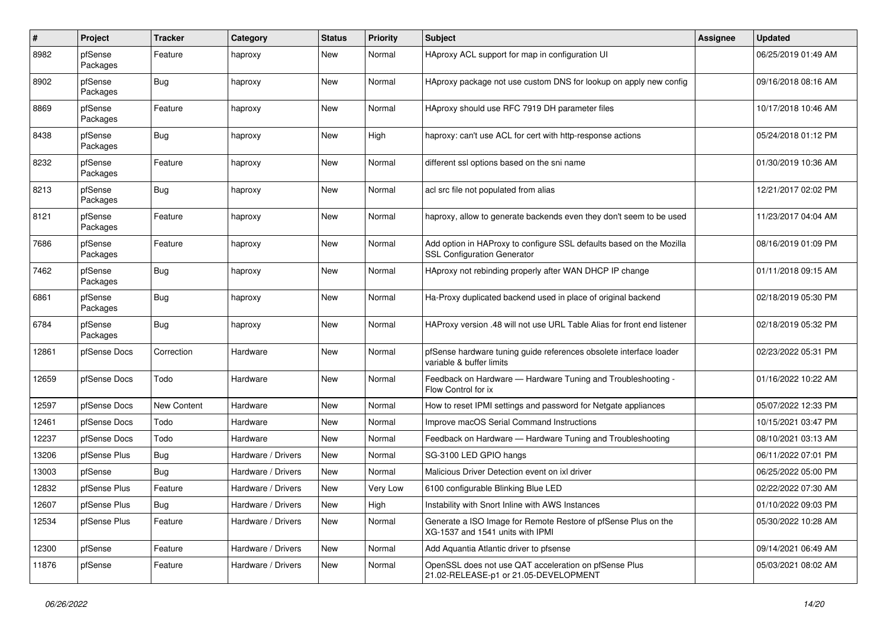| # | Project | Tracker | Category | Status | Priority | Subject | Assignee | Updated |
|---|---|---|---|---|---|---|---|---|
| 8982 | pfSense Packages | Feature | haproxy | New | Normal | HAproxy ACL support for map in configuration UI | | 06/25/2019 01:49 AM |
| 8902 | pfSense Packages | Bug | haproxy | New | Normal | HAproxy package not use custom DNS for lookup on apply new config | | 09/16/2018 08:16 AM |
| 8869 | pfSense Packages | Feature | haproxy | New | Normal | HAproxy should use RFC 7919 DH parameter files | | 10/17/2018 10:46 AM |
| 8438 | pfSense Packages | Bug | haproxy | New | High | haproxy: can't use ACL for cert with http-response actions | | 05/24/2018 01:12 PM |
| 8232 | pfSense Packages | Feature | haproxy | New | Normal | different ssl options based on the sni name | | 01/30/2019 10:36 AM |
| 8213 | pfSense Packages | Bug | haproxy | New | Normal | acl src file not populated from alias | | 12/21/2017 02:02 PM |
| 8121 | pfSense Packages | Feature | haproxy | New | Normal | haproxy, allow to generate backends even they don't seem to be used | | 11/23/2017 04:04 AM |
| 7686 | pfSense Packages | Feature | haproxy | New | Normal | Add option in HAProxy to configure SSL defaults based on the Mozilla SSL Configuration Generator | | 08/16/2019 01:09 PM |
| 7462 | pfSense Packages | Bug | haproxy | New | Normal | HAproxy not rebinding properly after WAN DHCP IP change | | 01/11/2018 09:15 AM |
| 6861 | pfSense Packages | Bug | haproxy | New | Normal | Ha-Proxy duplicated backend used in place of original backend | | 02/18/2019 05:30 PM |
| 6784 | pfSense Packages | Bug | haproxy | New | Normal | HAProxy version .48 will not use URL Table Alias for front end listener | | 02/18/2019 05:32 PM |
| 12861 | pfSense Docs | Correction | Hardware | New | Normal | pfSense hardware tuning guide references obsolete interface loader variable & buffer limits | | 02/23/2022 05:31 PM |
| 12659 | pfSense Docs | Todo | Hardware | New | Normal | Feedback on Hardware — Hardware Tuning and Troubleshooting - Flow Control for ix | | 01/16/2022 10:22 AM |
| 12597 | pfSense Docs | New Content | Hardware | New | Normal | How to reset IPMI settings and password for Netgate appliances | | 05/07/2022 12:33 PM |
| 12461 | pfSense Docs | Todo | Hardware | New | Normal | Improve macOS Serial Command Instructions | | 10/15/2021 03:47 PM |
| 12237 | pfSense Docs | Todo | Hardware | New | Normal | Feedback on Hardware — Hardware Tuning and Troubleshooting | | 08/10/2021 03:13 AM |
| 13206 | pfSense Plus | Bug | Hardware / Drivers | New | Normal | SG-3100 LED GPIO hangs | | 06/11/2022 07:01 PM |
| 13003 | pfSense | Bug | Hardware / Drivers | New | Normal | Malicious Driver Detection event on ixl driver | | 06/25/2022 05:00 PM |
| 12832 | pfSense Plus | Feature | Hardware / Drivers | New | Very Low | 6100 configurable Blinking Blue LED | | 02/22/2022 07:30 AM |
| 12607 | pfSense Plus | Bug | Hardware / Drivers | New | High | Instability with Snort Inline with AWS Instances | | 01/10/2022 09:03 PM |
| 12534 | pfSense Plus | Feature | Hardware / Drivers | New | Normal | Generate a ISO Image for Remote Restore of pfSense Plus on the XG-1537 and 1541 units with IPMI | | 05/30/2022 10:28 AM |
| 12300 | pfSense | Feature | Hardware / Drivers | New | Normal | Add Aquantia Atlantic driver to pfsense | | 09/14/2021 06:49 AM |
| 11876 | pfSense | Feature | Hardware / Drivers | New | Normal | OpenSSL does not use QAT acceleration on pfSense Plus 21.02-RELEASE-p1 or 21.05-DEVELOPMENT | | 05/03/2021 08:02 AM |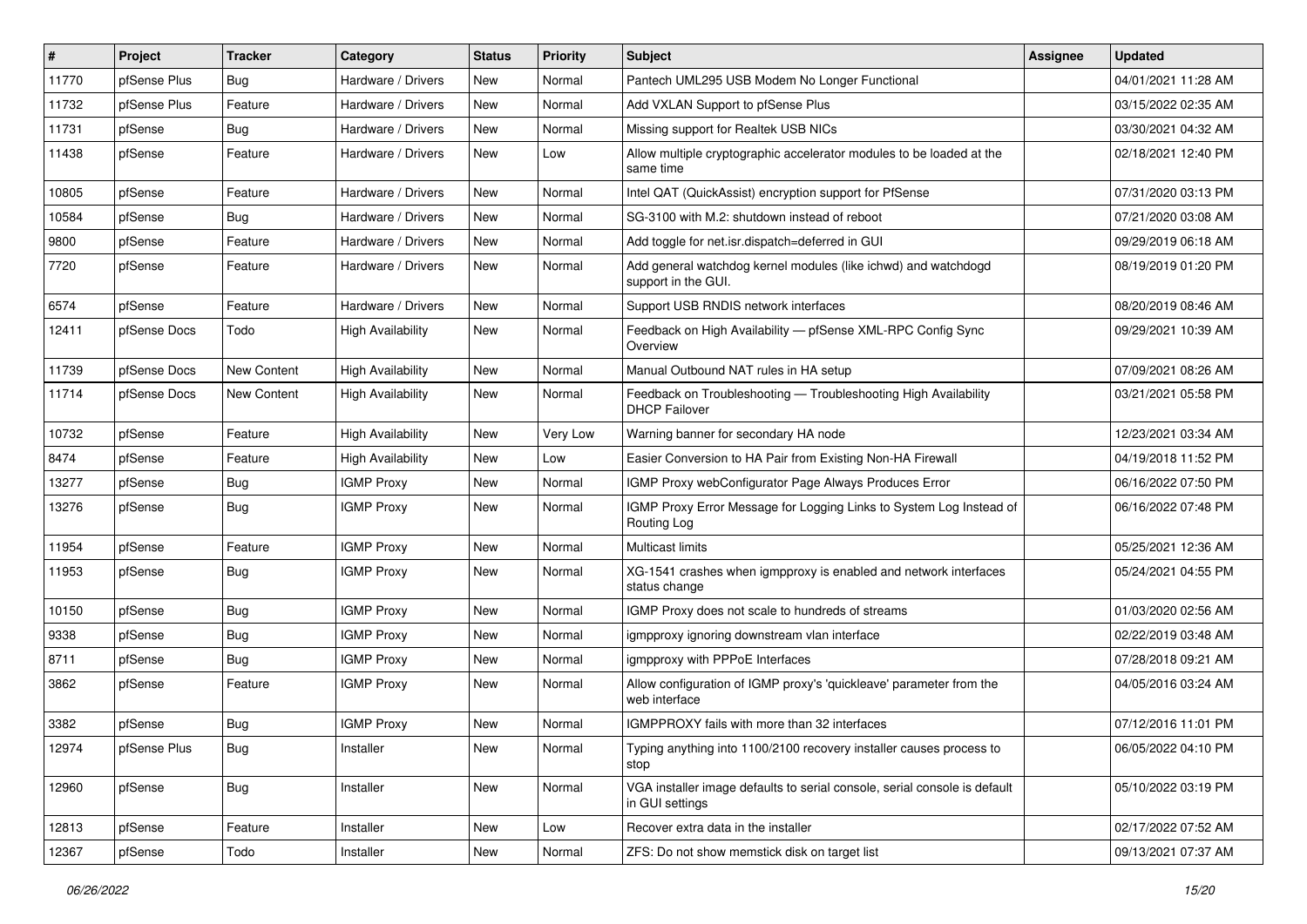| # | Project | Tracker | Category | Status | Priority | Subject | Assignee | Updated |
|---|---|---|---|---|---|---|---|---|
| 11770 | pfSense Plus | Bug | Hardware / Drivers | New | Normal | Pantech UML295 USB Modem No Longer Functional | | 04/01/2021 11:28 AM |
| 11732 | pfSense Plus | Feature | Hardware / Drivers | New | Normal | Add VXLAN Support to pfSense Plus | | 03/15/2022 02:35 AM |
| 11731 | pfSense | Bug | Hardware / Drivers | New | Normal | Missing support for Realtek USB NICs | | 03/30/2021 04:32 AM |
| 11438 | pfSense | Feature | Hardware / Drivers | New | Low | Allow multiple cryptographic accelerator modules to be loaded at the same time | | 02/18/2021 12:40 PM |
| 10805 | pfSense | Feature | Hardware / Drivers | New | Normal | Intel QAT (QuickAssist) encryption support for PfSense | | 07/31/2020 03:13 PM |
| 10584 | pfSense | Bug | Hardware / Drivers | New | Normal | SG-3100 with M.2: shutdown instead of reboot | | 07/21/2020 03:08 AM |
| 9800 | pfSense | Feature | Hardware / Drivers | New | Normal | Add toggle for net.isr.dispatch=deferred in GUI | | 09/29/2019 06:18 AM |
| 7720 | pfSense | Feature | Hardware / Drivers | New | Normal | Add general watchdog kernel modules (like ichwd) and watchdogd support in the GUI. | | 08/19/2019 01:20 PM |
| 6574 | pfSense | Feature | Hardware / Drivers | New | Normal | Support USB RNDIS network interfaces | | 08/20/2019 08:46 AM |
| 12411 | pfSense Docs | Todo | High Availability | New | Normal | Feedback on High Availability — pfSense XML-RPC Config Sync Overview | | 09/29/2021 10:39 AM |
| 11739 | pfSense Docs | New Content | High Availability | New | Normal | Manual Outbound NAT rules in HA setup | | 07/09/2021 08:26 AM |
| 11714 | pfSense Docs | New Content | High Availability | New | Normal | Feedback on Troubleshooting — Troubleshooting High Availability DHCP Failover | | 03/21/2021 05:58 PM |
| 10732 | pfSense | Feature | High Availability | New | Very Low | Warning banner for secondary HA node | | 12/23/2021 03:34 AM |
| 8474 | pfSense | Feature | High Availability | New | Low | Easier Conversion to HA Pair from Existing Non-HA Firewall | | 04/19/2018 11:52 PM |
| 13277 | pfSense | Bug | IGMP Proxy | New | Normal | IGMP Proxy webConfigurator Page Always Produces Error | | 06/16/2022 07:50 PM |
| 13276 | pfSense | Bug | IGMP Proxy | New | Normal | IGMP Proxy Error Message for Logging Links to System Log Instead of Routing Log | | 06/16/2022 07:48 PM |
| 11954 | pfSense | Feature | IGMP Proxy | New | Normal | Multicast limits | | 05/25/2021 12:36 AM |
| 11953 | pfSense | Bug | IGMP Proxy | New | Normal | XG-1541 crashes when igmpproxy is enabled and network interfaces status change | | 05/24/2021 04:55 PM |
| 10150 | pfSense | Bug | IGMP Proxy | New | Normal | IGMP Proxy does not scale to hundreds of streams | | 01/03/2020 02:56 AM |
| 9338 | pfSense | Bug | IGMP Proxy | New | Normal | igmpproxy ignoring downstream vlan interface | | 02/22/2019 03:48 AM |
| 8711 | pfSense | Bug | IGMP Proxy | New | Normal | igmpproxy with PPPoE Interfaces | | 07/28/2018 09:21 AM |
| 3862 | pfSense | Feature | IGMP Proxy | New | Normal | Allow configuration of IGMP proxy's 'quickleave' parameter from the web interface | | 04/05/2016 03:24 AM |
| 3382 | pfSense | Bug | IGMP Proxy | New | Normal | IGMPPROXY fails with more than 32 interfaces | | 07/12/2016 11:01 PM |
| 12974 | pfSense Plus | Bug | Installer | New | Normal | Typing anything into 1100/2100 recovery installer causes process to stop | | 06/05/2022 04:10 PM |
| 12960 | pfSense | Bug | Installer | New | Normal | VGA installer image defaults to serial console, serial console is default in GUI settings | | 05/10/2022 03:19 PM |
| 12813 | pfSense | Feature | Installer | New | Low | Recover extra data in the installer | | 02/17/2022 07:52 AM |
| 12367 | pfSense | Todo | Installer | New | Normal | ZFS: Do not show memstick disk on target list | | 09/13/2021 07:37 AM |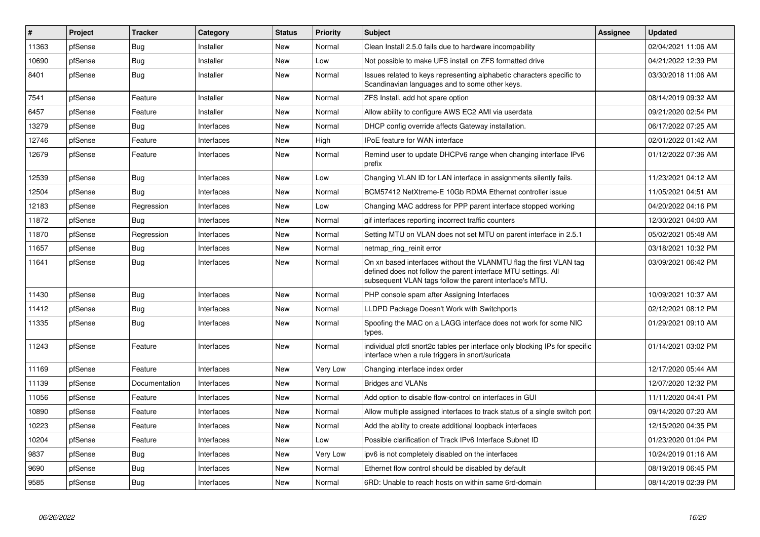| # | Project | Tracker | Category | Status | Priority | Subject | Assignee | Updated |
|---|---|---|---|---|---|---|---|---|
| 11363 | pfSense | Bug | Installer | New | Normal | Clean Install 2.5.0 fails due to hardware incompability | | 02/04/2021 11:06 AM |
| 10690 | pfSense | Bug | Installer | New | Low | Not possible to make UFS install on ZFS formatted drive | | 04/21/2022 12:39 PM |
| 8401 | pfSense | Bug | Installer | New | Normal | Issues related to keys representing alphabetic characters specific to Scandinavian languages and to some other keys. | | 03/30/2018 11:06 AM |
| 7541 | pfSense | Feature | Installer | New | Normal | ZFS Install, add hot spare option | | 08/14/2019 09:32 AM |
| 6457 | pfSense | Feature | Installer | New | Normal | Allow ability to configure AWS EC2 AMI via userdata | | 09/21/2020 02:54 PM |
| 13279 | pfSense | Bug | Interfaces | New | Normal | DHCP config override affects Gateway installation. | | 06/17/2022 07:25 AM |
| 12746 | pfSense | Feature | Interfaces | New | High | IPoE feature for WAN interface | | 02/01/2022 01:42 AM |
| 12679 | pfSense | Feature | Interfaces | New | Normal | Remind user to update DHCPv6 range when changing interface IPv6 prefix | | 01/12/2022 07:36 AM |
| 12539 | pfSense | Bug | Interfaces | New | Low | Changing VLAN ID for LAN interface in assignments silently fails. | | 11/23/2021 04:12 AM |
| 12504 | pfSense | Bug | Interfaces | New | Normal | BCM57412 NetXtreme-E 10Gb RDMA Ethernet controller issue | | 11/05/2021 04:51 AM |
| 12183 | pfSense | Regression | Interfaces | New | Low | Changing MAC address for PPP parent interface stopped working | | 04/20/2022 04:16 PM |
| 11872 | pfSense | Bug | Interfaces | New | Normal | gif interfaces reporting incorrect traffic counters | | 12/30/2021 04:00 AM |
| 11870 | pfSense | Regression | Interfaces | New | Normal | Setting MTU on VLAN does not set MTU on parent interface in 2.5.1 | | 05/02/2021 05:48 AM |
| 11657 | pfSense | Bug | Interfaces | New | Normal | netmap_ring_reinit error | | 03/18/2021 10:32 PM |
| 11641 | pfSense | Bug | Interfaces | New | Normal | On xn based interfaces without the VLANMTU flag the first VLAN tag defined does not follow the parent interface MTU settings. All subsequent VLAN tags follow the parent interface's MTU. | | 03/09/2021 06:42 PM |
| 11430 | pfSense | Bug | Interfaces | New | Normal | PHP console spam after Assigning Interfaces | | 10/09/2021 10:37 AM |
| 11412 | pfSense | Bug | Interfaces | New | Normal | LLDPD Package Doesn't Work with Switchports | | 02/12/2021 08:12 PM |
| 11335 | pfSense | Bug | Interfaces | New | Normal | Spoofing the MAC on a LAGG interface does not work for some NIC types. | | 01/29/2021 09:10 AM |
| 11243 | pfSense | Feature | Interfaces | New | Normal | individual pfctl snort2c tables per interface only blocking IPs for specific interface when a rule triggers in snort/suricata | | 01/14/2021 03:02 PM |
| 11169 | pfSense | Feature | Interfaces | New | Very Low | Changing interface index order | | 12/17/2020 05:44 AM |
| 11139 | pfSense | Documentation | Interfaces | New | Normal | Bridges and VLANs | | 12/07/2020 12:32 PM |
| 11056 | pfSense | Feature | Interfaces | New | Normal | Add option to disable flow-control on interfaces in GUI | | 11/11/2020 04:41 PM |
| 10890 | pfSense | Feature | Interfaces | New | Normal | Allow multiple assigned interfaces to track status of a single switch port | | 09/14/2020 07:20 AM |
| 10223 | pfSense | Feature | Interfaces | New | Normal | Add the ability to create additional loopback interfaces | | 12/15/2020 04:35 PM |
| 10204 | pfSense | Feature | Interfaces | New | Low | Possible clarification of Track IPv6 Interface Subnet ID | | 01/23/2020 01:04 PM |
| 9837 | pfSense | Bug | Interfaces | New | Very Low | ipv6 is not completely disabled on the interfaces | | 10/24/2019 01:16 AM |
| 9690 | pfSense | Bug | Interfaces | New | Normal | Ethernet flow control should be disabled by default | | 08/19/2019 06:45 PM |
| 9585 | pfSense | Bug | Interfaces | New | Normal | 6RD: Unable to reach hosts on within same 6rd-domain | | 08/14/2019 02:39 PM |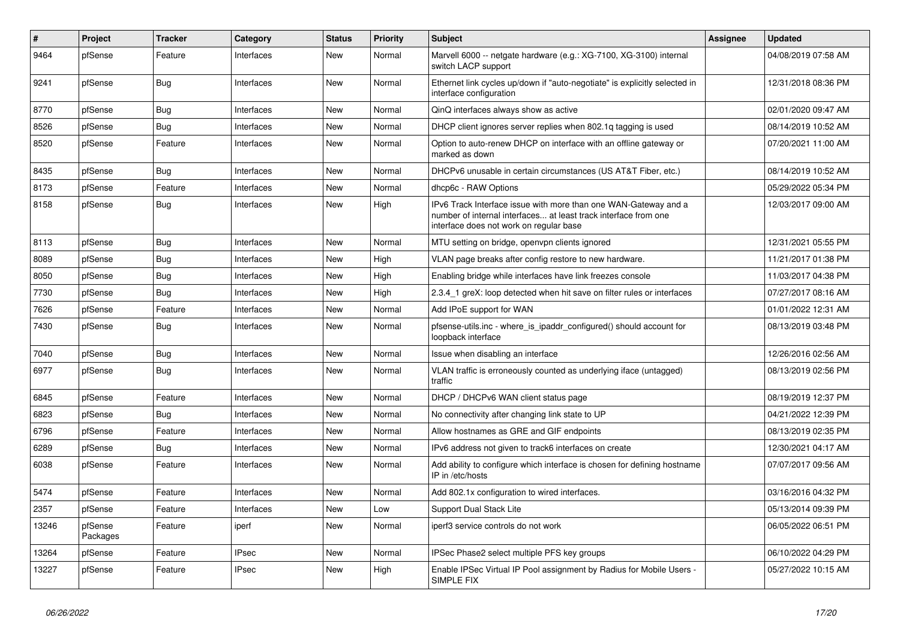| # | Project | Tracker | Category | Status | Priority | Subject | Assignee | Updated |
|---|---|---|---|---|---|---|---|---|
| 9464 | pfSense | Feature | Interfaces | New | Normal | Marvell 6000 -- netgate hardware (e.g.: XG-7100, XG-3100) internal switch LACP support | | 04/08/2019 07:58 AM |
| 9241 | pfSense | Bug | Interfaces | New | Normal | Ethernet link cycles up/down if "auto-negotiate" is explicitly selected in interface configuration | | 12/31/2018 08:36 PM |
| 8770 | pfSense | Bug | Interfaces | New | Normal | QinQ interfaces always show as active | | 02/01/2020 09:47 AM |
| 8526 | pfSense | Bug | Interfaces | New | Normal | DHCP client ignores server replies when 802.1q tagging is used | | 08/14/2019 10:52 AM |
| 8520 | pfSense | Feature | Interfaces | New | Normal | Option to auto-renew DHCP on interface with an offline gateway or marked as down | | 07/20/2021 11:00 AM |
| 8435 | pfSense | Bug | Interfaces | New | Normal | DHCPv6 unusable in certain circumstances (US AT&T Fiber, etc.) | | 08/14/2019 10:52 AM |
| 8173 | pfSense | Feature | Interfaces | New | Normal | dhcp6c - RAW Options | | 05/29/2022 05:34 PM |
| 8158 | pfSense | Bug | Interfaces | New | High | IPv6 Track Interface issue with more than one WAN-Gateway and a number of internal interfaces... at least track interface from one interface does not work on regular base | | 12/03/2017 09:00 AM |
| 8113 | pfSense | Bug | Interfaces | New | Normal | MTU setting on bridge, openvpn clients ignored | | 12/31/2021 05:55 PM |
| 8089 | pfSense | Bug | Interfaces | New | High | VLAN page breaks after config restore to new hardware. | | 11/21/2017 01:38 PM |
| 8050 | pfSense | Bug | Interfaces | New | High | Enabling bridge while interfaces have link freezes console | | 11/03/2017 04:38 PM |
| 7730 | pfSense | Bug | Interfaces | New | High | 2.3.4_1 greX: loop detected when hit save on filter rules or interfaces | | 07/27/2017 08:16 AM |
| 7626 | pfSense | Feature | Interfaces | New | Normal | Add IPoE support for WAN | | 01/01/2022 12:31 AM |
| 7430 | pfSense | Bug | Interfaces | New | Normal | pfsense-utils.inc - where_is_ipaddr_configured() should account for loopback interface | | 08/13/2019 03:48 PM |
| 7040 | pfSense | Bug | Interfaces | New | Normal | Issue when disabling an interface | | 12/26/2016 02:56 AM |
| 6977 | pfSense | Bug | Interfaces | New | Normal | VLAN traffic is erroneously counted as underlying iface (untagged) traffic | | 08/13/2019 02:56 PM |
| 6845 | pfSense | Feature | Interfaces | New | Normal | DHCP / DHCPv6 WAN client status page | | 08/19/2019 12:37 PM |
| 6823 | pfSense | Bug | Interfaces | New | Normal | No connectivity after changing link state to UP | | 04/21/2022 12:39 PM |
| 6796 | pfSense | Feature | Interfaces | New | Normal | Allow hostnames as GRE and GIF endpoints | | 08/13/2019 02:35 PM |
| 6289 | pfSense | Bug | Interfaces | New | Normal | IPv6 address not given to track6 interfaces on create | | 12/30/2021 04:17 AM |
| 6038 | pfSense | Feature | Interfaces | New | Normal | Add ability to configure which interface is chosen for defining hostname IP in /etc/hosts | | 07/07/2017 09:56 AM |
| 5474 | pfSense | Feature | Interfaces | New | Normal | Add 802.1x configuration to wired interfaces. | | 03/16/2016 04:32 PM |
| 2357 | pfSense | Feature | Interfaces | New | Low | Support Dual Stack Lite | | 05/13/2014 09:39 PM |
| 13246 | pfSense Packages | Feature | iperf | New | Normal | iperf3 service controls do not work | | 06/05/2022 06:51 PM |
| 13264 | pfSense | Feature | IPsec | New | Normal | IPSec Phase2 select multiple PFS key groups | | 06/10/2022 04:29 PM |
| 13227 | pfSense | Feature | IPsec | New | High | Enable IPSec Virtual IP Pool assignment by Radius for Mobile Users - SIMPLE FIX | | 05/27/2022 10:15 AM |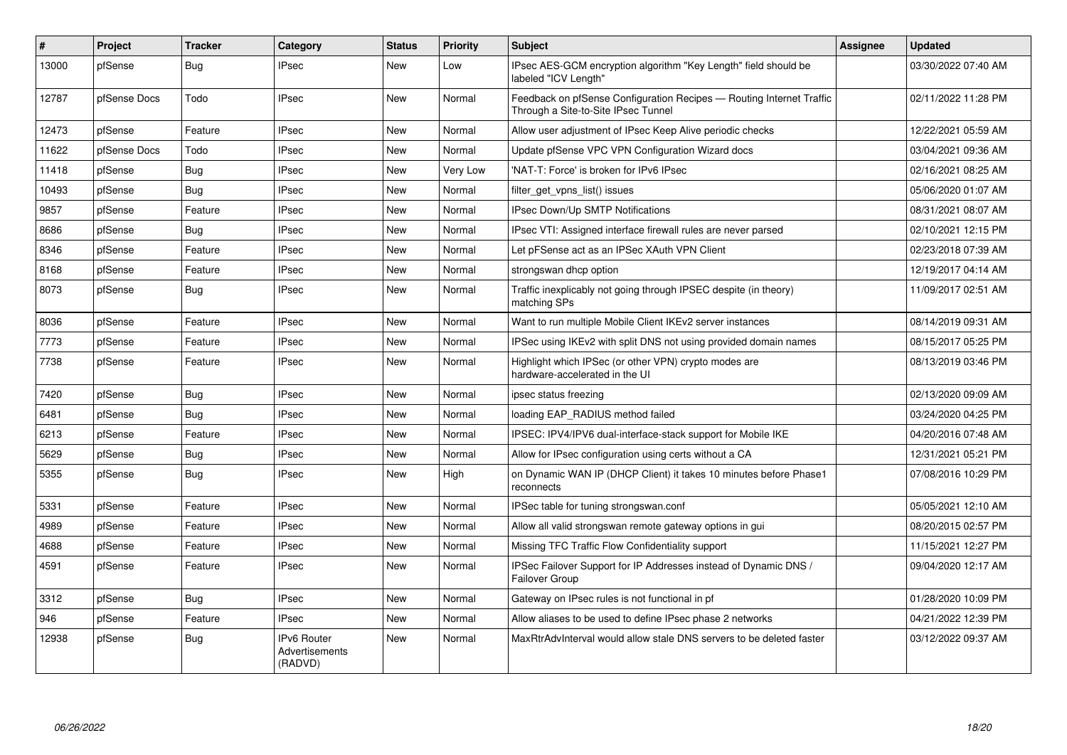| # | Project | Tracker | Category | Status | Priority | Subject | Assignee | Updated |
|---|---|---|---|---|---|---|---|---|
| 13000 | pfSense | Bug | IPsec | New | Low | IPsec AES-GCM encryption algorithm "Key Length" field should be labeled "ICV Length" | | 03/30/2022 07:40 AM |
| 12787 | pfSense Docs | Todo | IPsec | New | Normal | Feedback on pfSense Configuration Recipes — Routing Internet Traffic Through a Site-to-Site IPsec Tunnel | | 02/11/2022 11:28 PM |
| 12473 | pfSense | Feature | IPsec | New | Normal | Allow user adjustment of IPsec Keep Alive periodic checks | | 12/22/2021 05:59 AM |
| 11622 | pfSense Docs | Todo | IPsec | New | Normal | Update pfSense VPC VPN Configuration Wizard docs | | 03/04/2021 09:36 AM |
| 11418 | pfSense | Bug | IPsec | New | Very Low | 'NAT-T: Force' is broken for IPv6 IPsec | | 02/16/2021 08:25 AM |
| 10493 | pfSense | Bug | IPsec | New | Normal | filter_get_vpns_list() issues | | 05/06/2020 01:07 AM |
| 9857 | pfSense | Feature | IPsec | New | Normal | IPsec Down/Up SMTP Notifications | | 08/31/2021 08:07 AM |
| 8686 | pfSense | Bug | IPsec | New | Normal | IPsec VTI: Assigned interface firewall rules are never parsed | | 02/10/2021 12:15 PM |
| 8346 | pfSense | Feature | IPsec | New | Normal | Let pFSense act as an IPSec XAuth VPN Client | | 02/23/2018 07:39 AM |
| 8168 | pfSense | Feature | IPsec | New | Normal | strongswan dhcp option | | 12/19/2017 04:14 AM |
| 8073 | pfSense | Bug | IPsec | New | Normal | Traffic inexplicably not going through IPSEC despite (in theory) matching SPs | | 11/09/2017 02:51 AM |
| 8036 | pfSense | Feature | IPsec | New | Normal | Want to run multiple Mobile Client IKEv2 server instances | | 08/14/2019 09:31 AM |
| 7773 | pfSense | Feature | IPsec | New | Normal | IPSec using IKEv2 with split DNS not using provided domain names | | 08/15/2017 05:25 PM |
| 7738 | pfSense | Feature | IPsec | New | Normal | Highlight which IPSec (or other VPN) crypto modes are hardware-accelerated in the UI | | 08/13/2019 03:46 PM |
| 7420 | pfSense | Bug | IPsec | New | Normal | ipsec status freezing | | 02/13/2020 09:09 AM |
| 6481 | pfSense | Bug | IPsec | New | Normal | loading EAP_RADIUS method failed | | 03/24/2020 04:25 PM |
| 6213 | pfSense | Feature | IPsec | New | Normal | IPSEC: IPV4/IPV6 dual-interface-stack support for Mobile IKE | | 04/20/2016 07:48 AM |
| 5629 | pfSense | Bug | IPsec | New | Normal | Allow for IPsec configuration using certs without a CA | | 12/31/2021 05:21 PM |
| 5355 | pfSense | Bug | IPsec | New | High | on Dynamic WAN IP (DHCP Client) it takes 10 minutes before Phase1 reconnects | | 07/08/2016 10:29 PM |
| 5331 | pfSense | Feature | IPsec | New | Normal | IPSec table for tuning strongswan.conf | | 05/05/2021 12:10 AM |
| 4989 | pfSense | Feature | IPsec | New | Normal | Allow all valid strongswan remote gateway options in gui | | 08/20/2015 02:57 PM |
| 4688 | pfSense | Feature | IPsec | New | Normal | Missing TFC Traffic Flow Confidentiality support | | 11/15/2021 12:27 PM |
| 4591 | pfSense | Feature | IPsec | New | Normal | IPSec Failover Support for IP Addresses instead of Dynamic DNS / Failover Group | | 09/04/2020 12:17 AM |
| 3312 | pfSense | Bug | IPsec | New | Normal | Gateway on IPsec rules is not functional in pf | | 01/28/2020 10:09 PM |
| 946 | pfSense | Feature | IPsec | New | Normal | Allow aliases to be used to define IPsec phase 2 networks | | 04/21/2022 12:39 PM |
| 12938 | pfSense | Bug | IPv6 Router Advertisements (RADVD) | New | Normal | MaxRtrAdvInterval would allow stale DNS servers to be deleted faster | | 03/12/2022 09:37 AM |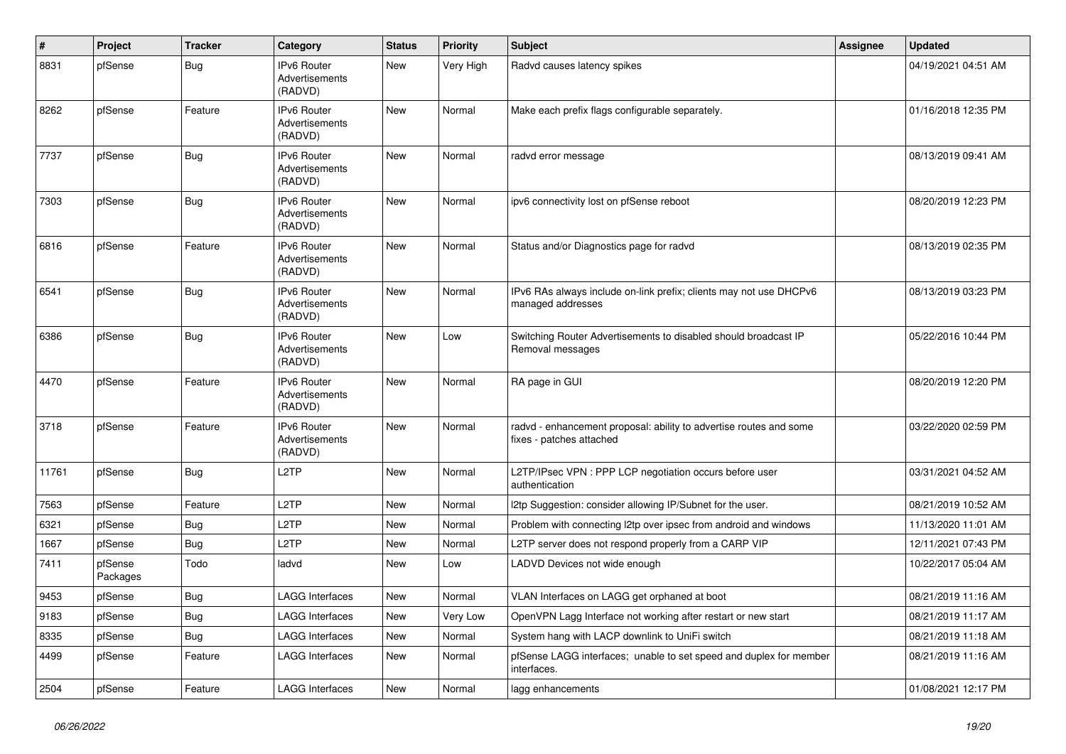| # | Project | Tracker | Category | Status | Priority | Subject | Assignee | Updated |
|---|---|---|---|---|---|---|---|---|
| 8831 | pfSense | Bug | IPv6 Router Advertisements (RADVD) | New | Very High | Radvd causes latency spikes | | 04/19/2021 04:51 AM |
| 8262 | pfSense | Feature | IPv6 Router Advertisements (RADVD) | New | Normal | Make each prefix flags configurable separately. | | 01/16/2018 12:35 PM |
| 7737 | pfSense | Bug | IPv6 Router Advertisements (RADVD) | New | Normal | radvd error message | | 08/13/2019 09:41 AM |
| 7303 | pfSense | Bug | IPv6 Router Advertisements (RADVD) | New | Normal | ipv6 connectivity lost on pfSense reboot | | 08/20/2019 12:23 PM |
| 6816 | pfSense | Feature | IPv6 Router Advertisements (RADVD) | New | Normal | Status and/or Diagnostics page for radvd | | 08/13/2019 02:35 PM |
| 6541 | pfSense | Bug | IPv6 Router Advertisements (RADVD) | New | Normal | IPv6 RAs always include on-link prefix; clients may not use DHCPv6 managed addresses | | 08/13/2019 03:23 PM |
| 6386 | pfSense | Bug | IPv6 Router Advertisements (RADVD) | New | Low | Switching Router Advertisements to disabled should broadcast IP Removal messages | | 05/22/2016 10:44 PM |
| 4470 | pfSense | Feature | IPv6 Router Advertisements (RADVD) | New | Normal | RA page in GUI | | 08/20/2019 12:20 PM |
| 3718 | pfSense | Feature | IPv6 Router Advertisements (RADVD) | New | Normal | radvd - enhancement proposal: ability to advertise routes and some fixes - patches attached | | 03/22/2020 02:59 PM |
| 11761 | pfSense | Bug | L2TP | New | Normal | L2TP/IPsec VPN : PPP LCP negotiation occurs before user authentication | | 03/31/2021 04:52 AM |
| 7563 | pfSense | Feature | L2TP | New | Normal | l2tp Suggestion: consider allowing IP/Subnet for the user. | | 08/21/2019 10:52 AM |
| 6321 | pfSense | Bug | L2TP | New | Normal | Problem with connecting l2tp over ipsec from android and windows | | 11/13/2020 11:01 AM |
| 1667 | pfSense | Bug | L2TP | New | Normal | L2TP server does not respond properly from a CARP VIP | | 12/11/2021 07:43 PM |
| 7411 | pfSense Packages | Todo | ladvd | New | Low | LADVD Devices not wide enough | | 10/22/2017 05:04 AM |
| 9453 | pfSense | Bug | LAGG Interfaces | New | Normal | VLAN Interfaces on LAGG get orphaned at boot | | 08/21/2019 11:16 AM |
| 9183 | pfSense | Bug | LAGG Interfaces | New | Very Low | OpenVPN Lagg Interface not working after restart or new start | | 08/21/2019 11:17 AM |
| 8335 | pfSense | Bug | LAGG Interfaces | New | Normal | System hang with LACP downlink to UniFi switch | | 08/21/2019 11:18 AM |
| 4499 | pfSense | Feature | LAGG Interfaces | New | Normal | pfSense LAGG interfaces; unable to set speed and duplex for member interfaces. | | 08/21/2019 11:16 AM |
| 2504 | pfSense | Feature | LAGG Interfaces | New | Normal | lagg enhancements | | 01/08/2021 12:17 PM |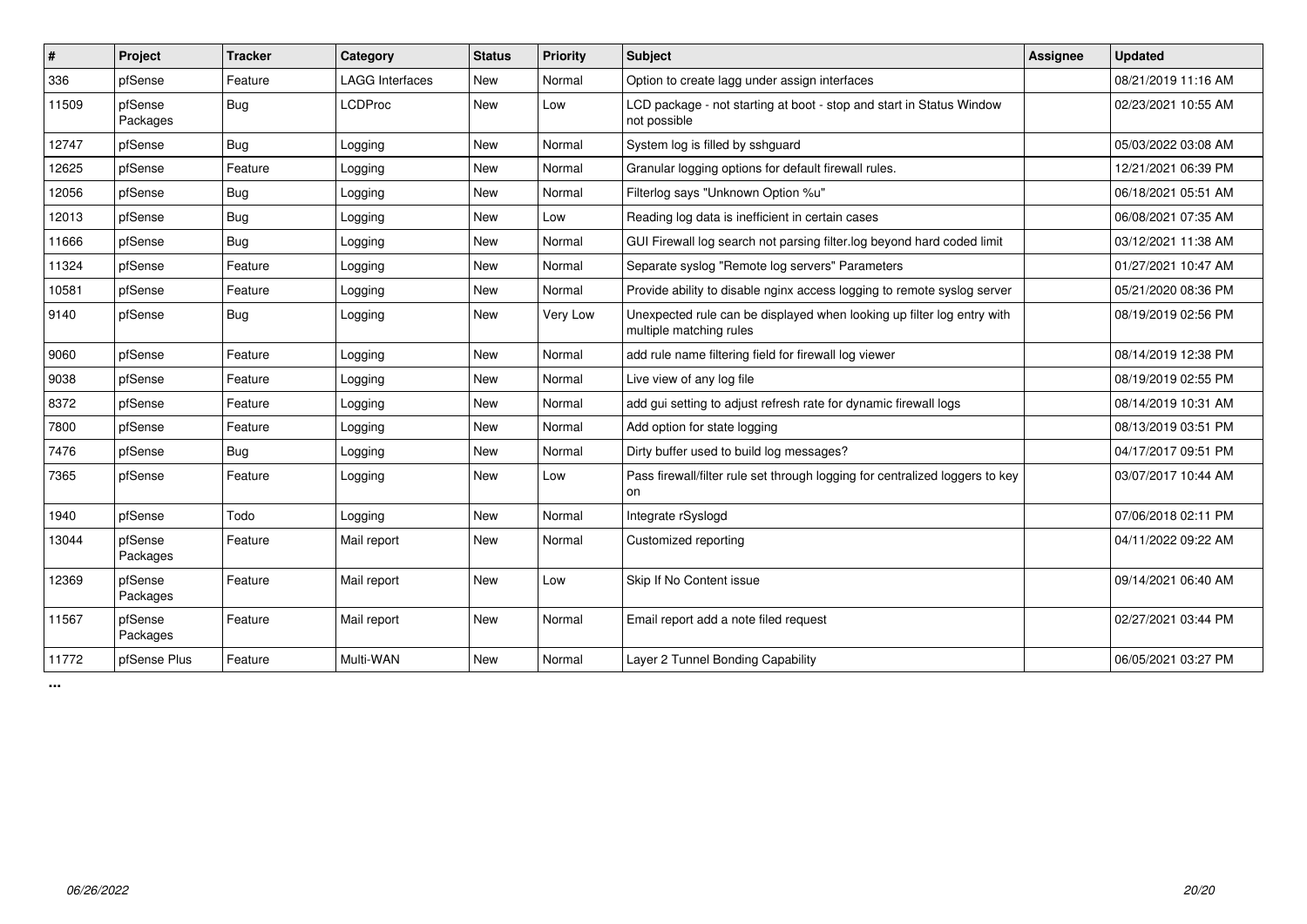| # | Project | Tracker | Category | Status | Priority | Subject | Assignee | Updated |
|---|---|---|---|---|---|---|---|---|
| 336 | pfSense | Feature | LAGG Interfaces | New | Normal | Option to create lagg under assign interfaces | | 08/21/2019 11:16 AM |
| 11509 | pfSense Packages | Bug | LCDProc | New | Low | LCD package - not starting at boot - stop and start in Status Window not possible | | 02/23/2021 10:55 AM |
| 12747 | pfSense | Bug | Logging | New | Normal | System log is filled by sshguard | | 05/03/2022 03:08 AM |
| 12625 | pfSense | Feature | Logging | New | Normal | Granular logging options for default firewall rules. | | 12/21/2021 06:39 PM |
| 12056 | pfSense | Bug | Logging | New | Normal | Filterlog says "Unknown Option %u" | | 06/18/2021 05:51 AM |
| 12013 | pfSense | Bug | Logging | New | Low | Reading log data is inefficient in certain cases | | 06/08/2021 07:35 AM |
| 11666 | pfSense | Bug | Logging | New | Normal | GUI Firewall log search not parsing filter.log beyond hard coded limit | | 03/12/2021 11:38 AM |
| 11324 | pfSense | Feature | Logging | New | Normal | Separate syslog "Remote log servers" Parameters | | 01/27/2021 10:47 AM |
| 10581 | pfSense | Feature | Logging | New | Normal | Provide ability to disable nginx access logging to remote syslog server | | 05/21/2020 08:36 PM |
| 9140 | pfSense | Bug | Logging | New | Very Low | Unexpected rule can be displayed when looking up filter log entry with multiple matching rules | | 08/19/2019 02:56 PM |
| 9060 | pfSense | Feature | Logging | New | Normal | add rule name filtering field for firewall log viewer | | 08/14/2019 12:38 PM |
| 9038 | pfSense | Feature | Logging | New | Normal | Live view of any log file | | 08/19/2019 02:55 PM |
| 8372 | pfSense | Feature | Logging | New | Normal | add gui setting to adjust refresh rate for dynamic firewall logs | | 08/14/2019 10:31 AM |
| 7800 | pfSense | Feature | Logging | New | Normal | Add option for state logging | | 08/13/2019 03:51 PM |
| 7476 | pfSense | Bug | Logging | New | Normal | Dirty buffer used to build log messages? | | 04/17/2017 09:51 PM |
| 7365 | pfSense | Feature | Logging | New | Low | Pass firewall/filter rule set through logging for centralized loggers to key on | | 03/07/2017 10:44 AM |
| 1940 | pfSense | Todo | Logging | New | Normal | Integrate rSyslogd | | 07/06/2018 02:11 PM |
| 13044 | pfSense Packages | Feature | Mail report | New | Normal | Customized reporting | | 04/11/2022 09:22 AM |
| 12369 | pfSense Packages | Feature | Mail report | New | Low | Skip If No Content issue | | 09/14/2021 06:40 AM |
| 11567 | pfSense Packages | Feature | Mail report | New | Normal | Email report add a note filed request | | 02/27/2021 03:44 PM |
| 11772 | pfSense Plus | Feature | Multi-WAN | New | Normal | Layer 2 Tunnel Bonding Capability | | 06/05/2021 03:27 PM |

...